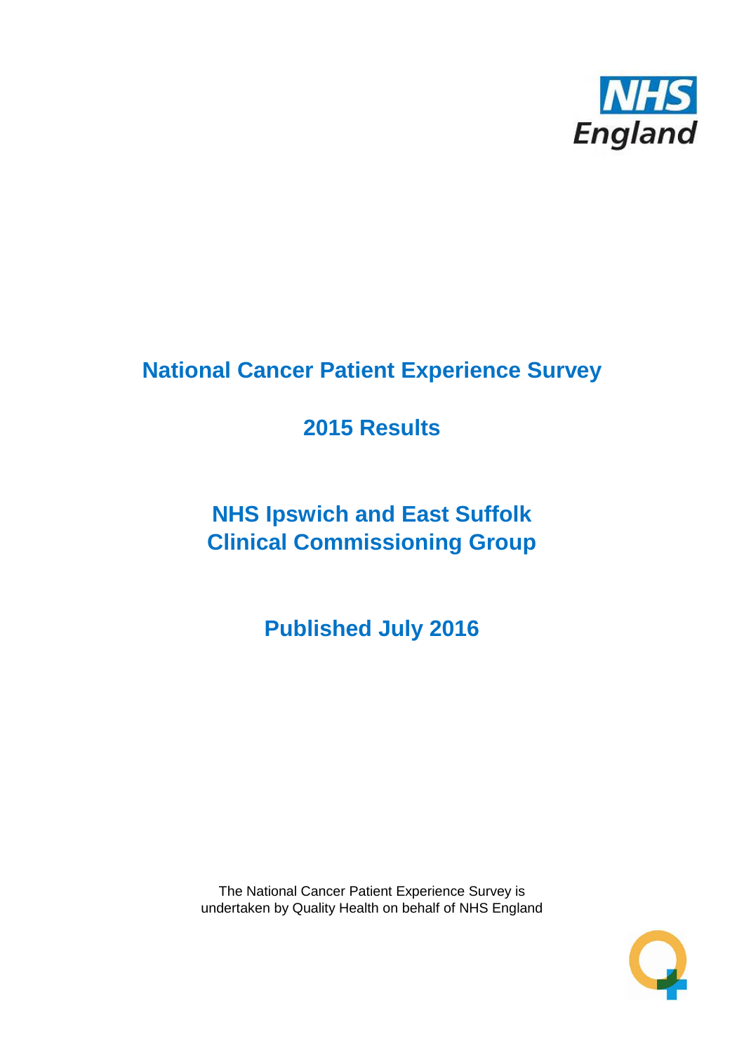NHS England

# National Cancer Patient Experience Survey

## 2015 Results

## NHS Ipswich and East Suffolk Clinical Commissioning Group

## Published July 2016

The National Cancer Patient Experience Survey is undertaken by Quality Health on behalf of NHS England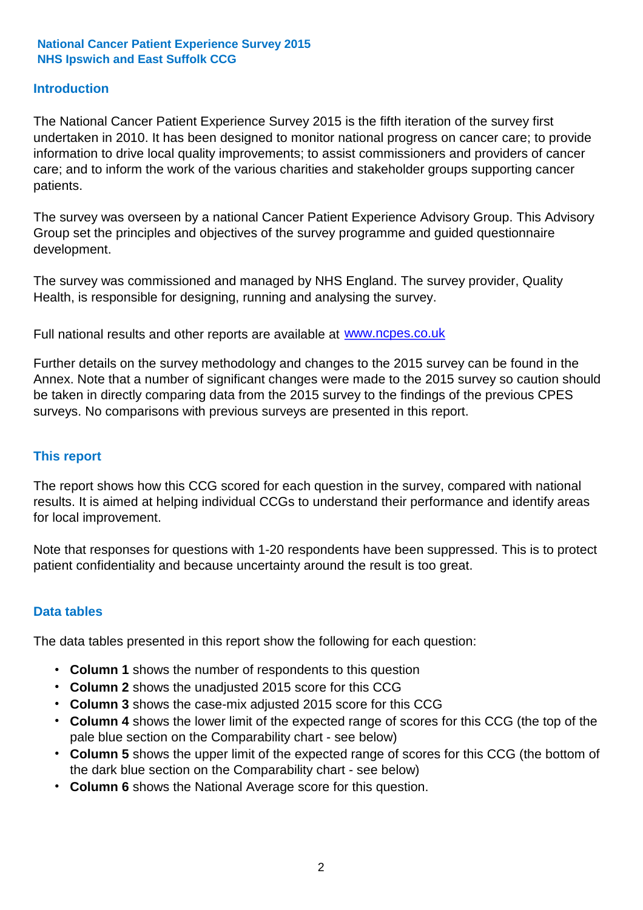**National Cancer Patient Experience Survey 2015**
**NHS Ipswich and East Suffolk CCG**

## Introduction

The National Cancer Patient Experience Survey 2015 is the fifth iteration of the survey first undertaken in 2010. It has been designed to monitor national progress on cancer care; to provide information to drive local quality improvements; to assist commissioners and providers of cancer care; and to inform the work of the various charities and stakeholder groups supporting cancer patients.

The survey was overseen by a national Cancer Patient Experience Advisory Group. This Advisory Group set the principles and objectives of the survey programme and guided questionnaire development.

The survey was commissioned and managed by NHS England. The survey provider, Quality Health, is responsible for designing, running and analysing the survey.

Full national results and other reports are available at [www.ncpes.co.uk](http://www.ncpes.co.uk)

Further details on the survey methodology and changes to the 2015 survey can be found in the Annex. Note that a number of significant changes were made to the 2015 survey so caution should be taken in directly comparing data from the 2015 survey to the findings of the previous CPES surveys. No comparisons with previous surveys are presented in this report.

## This report

The report shows how this CCG scored for each question in the survey, compared with national results. It is aimed at helping individual CCGs to understand their performance and identify areas for local improvement.

Note that responses for questions with 1-20 respondents have been suppressed. This is to protect patient confidentiality and because uncertainty around the result is too great.

## Data tables

The data tables presented in this report show the following for each question:

- **Column 1** shows the number of respondents to this question
- **Column 2** shows the unadjusted 2015 score for this CCG
- **Column 3** shows the case-mix adjusted 2015 score for this CCG
- **Column 4** shows the lower limit of the expected range of scores for this CCG (the top of the pale blue section on the Comparability chart - see below)
- **Column 5** shows the upper limit of the expected range of scores for this CCG (the bottom of the dark blue section on the Comparability chart - see below)
- **Column 6** shows the National Average score for this question.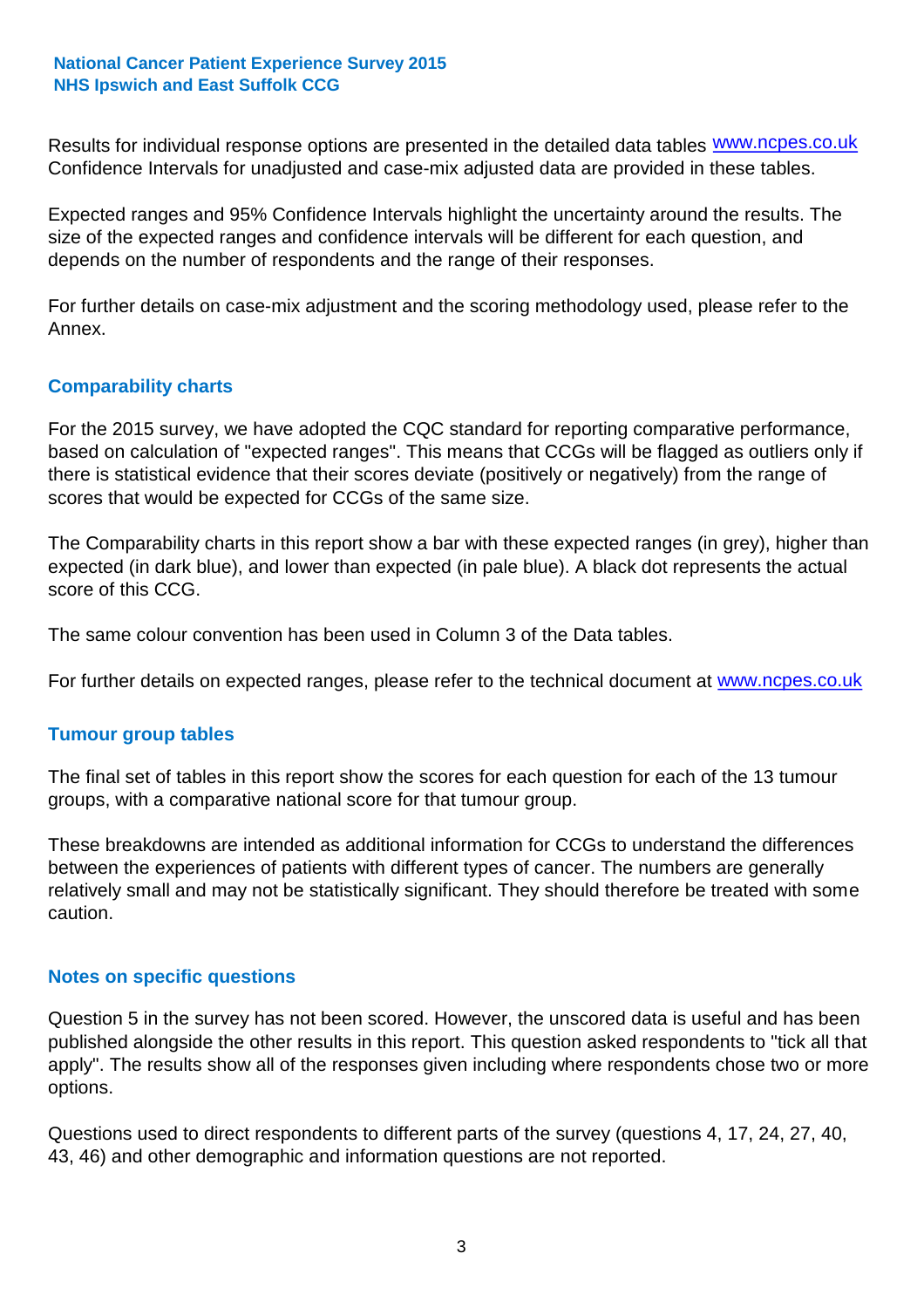Results for individual response options are presented in the detailed data tables www.ncpes.co.uk Confidence Intervals for unadjusted and case-mix adjusted data are provided in these tables.

Expected ranges and 95% Confidence Intervals highlight the uncertainty around the results. The size of the expected ranges and confidence intervals will be different for each question, and depends on the number of respondents and the range of their responses.

For further details on case-mix adjustment and the scoring methodology used, please refer to the Annex.

## Comparability charts

For the 2015 survey, we have adopted the CQC standard for reporting comparative performance, based on calculation of "expected ranges". This means that CCGs will be flagged as outliers only if there is statistical evidence that their scores deviate (positively or negatively) from the range of scores that would be expected for CCGs of the same size.

The Comparability charts in this report show a bar with these expected ranges (in grey), higher than expected (in dark blue), and lower than expected (in pale blue). A black dot represents the actual score of this CCG.

The same colour convention has been used in Column 3 of the Data tables.

For further details on expected ranges, please refer to the technical document at www.ncpes.co.uk

## Tumour group tables

The final set of tables in this report show the scores for each question for each of the 13 tumour groups, with a comparative national score for that tumour group.

These breakdowns are intended as additional information for CCGs to understand the differences between the experiences of patients with different types of cancer. The numbers are generally relatively small and may not be statistically significant. They should therefore be treated with some caution.

## Notes on specific questions

Question 5 in the survey has not been scored. However, the unscored data is useful and has been published alongside the other results in this report. This question asked respondents to "tick all that apply". The results show all of the responses given including where respondents chose two or more options.

Questions used to direct respondents to different parts of the survey (questions 4, 17, 24, 27, 40, 43, 46) and other demographic and information questions are not reported.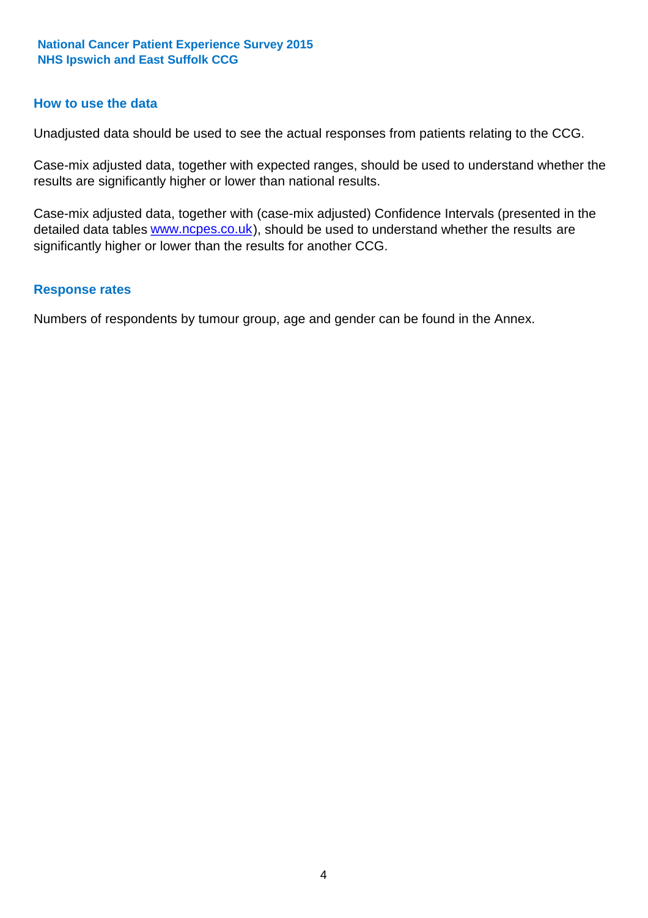## How to use the data

Unadjusted data should be used to see the actual responses from patients relating to the CCG.

Case-mix adjusted data, together with expected ranges, should be used to understand whether the results are significantly higher or lower than national results.

Case-mix adjusted data, together with (case-mix adjusted) Confidence Intervals (presented in the detailed data tables www.ncpes.co.uk), should be used to understand whether the results are significantly higher or lower than the results for another CCG.

## Response rates

Numbers of respondents by tumour group, age and gender can be found in the Annex.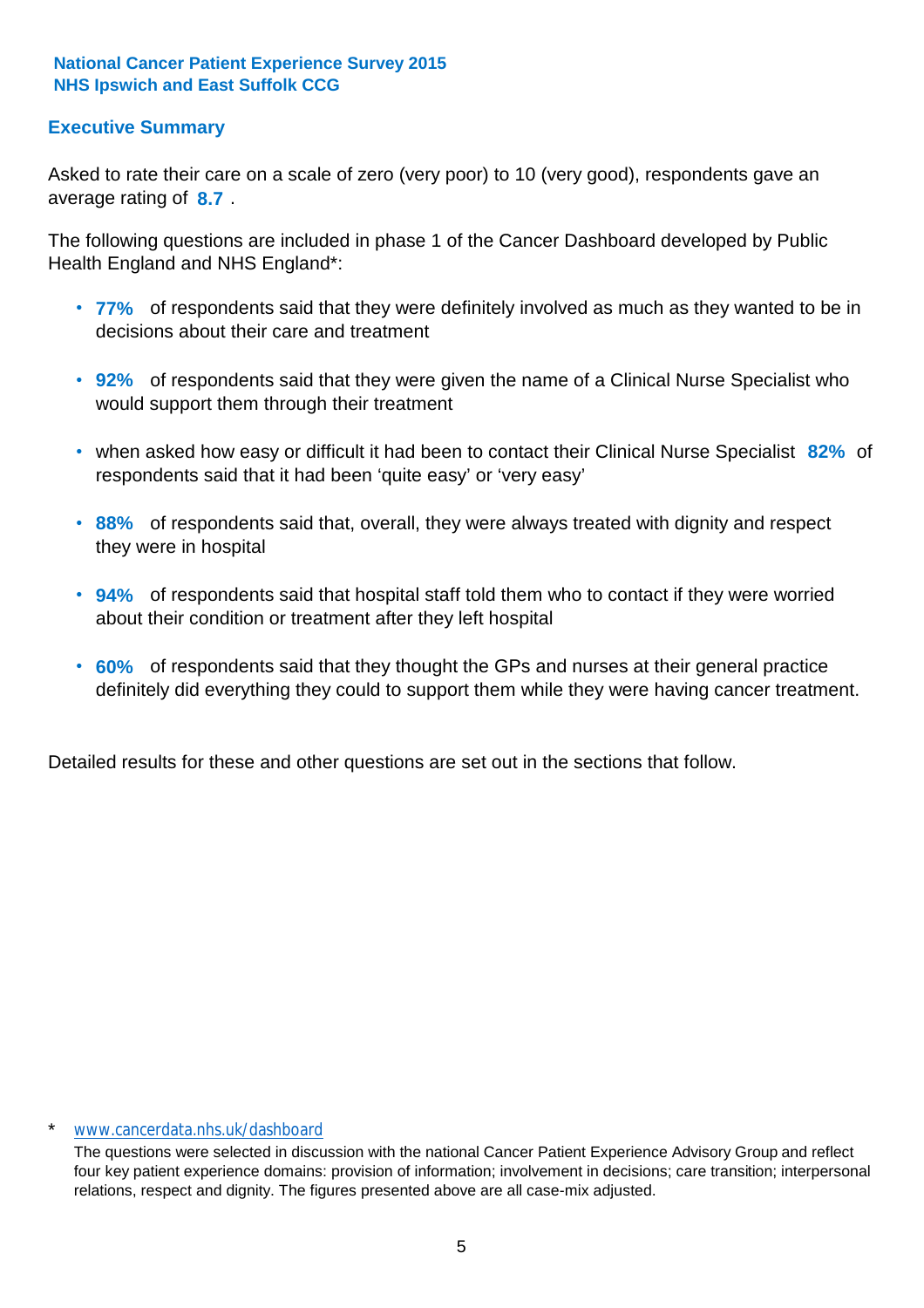**National Cancer Patient Experience Survey 2015**
**NHS Ipswich and East Suffolk CCG**

## Executive Summary

Asked to rate their care on a scale of zero (very poor) to 10 (very good), respondents gave an average rating of **8.7** .

The following questions are included in phase 1 of the Cancer Dashboard developed by Public Health England and NHS England*:

- **77%** of respondents said that they were definitely involved as much as they wanted to be in decisions about their care and treatment
- **92%** of respondents said that they were given the name of a Clinical Nurse Specialist who would support them through their treatment
- when asked how easy or difficult it had been to contact their Clinical Nurse Specialist **82%** of respondents said that it had been 'quite easy' or 'very easy'
- **88%** of respondents said that, overall, they were always treated with dignity and respect they were in hospital
- **94%** of respondents said that hospital staff told them who to contact if they were worried about their condition or treatment after they left hospital
- **60%** of respondents said that they thought the GPs and nurses at their general practice definitely did everything they could to support them while they were having cancer treatment.

Detailed results for these and other questions are set out in the sections that follow.

\* www.cancerdata.nhs.uk/dashboard

The questions were selected in discussion with the national Cancer Patient Experience Advisory Group and reflect four key patient experience domains: provision of information; involvement in decisions; care transition; interpersonal relations, respect and dignity. The figures presented above are all case-mix adjusted.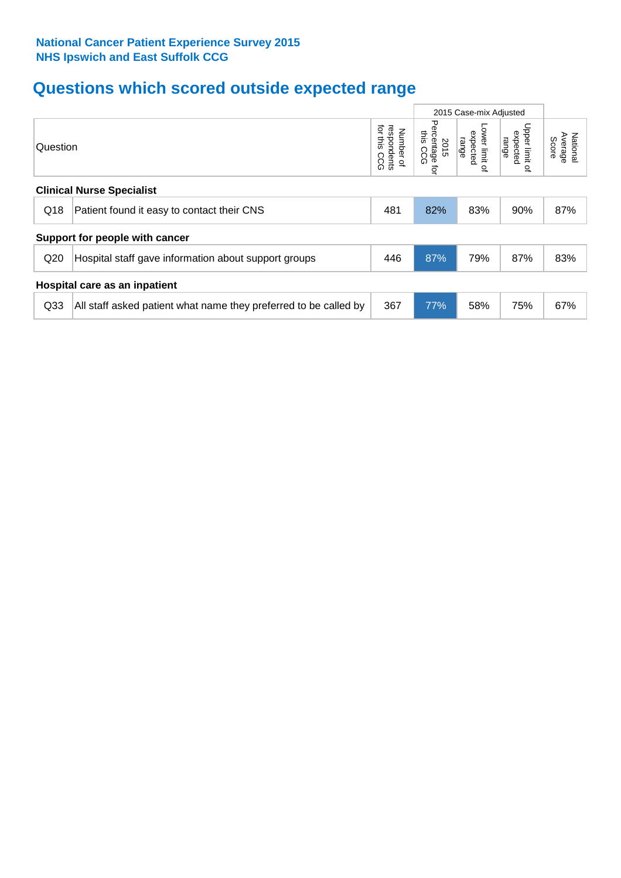**National Cancer Patient Experience Survey 2015**
**NHS Ipswich and East Suffolk CCG**

# Questions which scored outside expected range

| | | | 2015 Case-mix Adjusted | | | |
|---|---|---|---|---|---|---|
| Question | | Number of respondents for this CCG | 2015 Percentage for this CCG | Lower limit of expected range | Upper limit of expected range | National Average Score |
| **Clinical Nurse Specialist** | | | | | | |
| Q18 | Patient found it easy to contact their CNS | 481 | 82% | 83% | 90% | 87% |
| **Support for people with cancer** | | | | | | |
| Q20 | Hospital staff gave information about support groups | 446 | 87% | 79% | 87% | 83% |
| **Hospital care as an inpatient** | | | | | | |
| Q33 | All staff asked patient what name they preferred to be called by | 367 | 77% | 58% | 75% | 67% |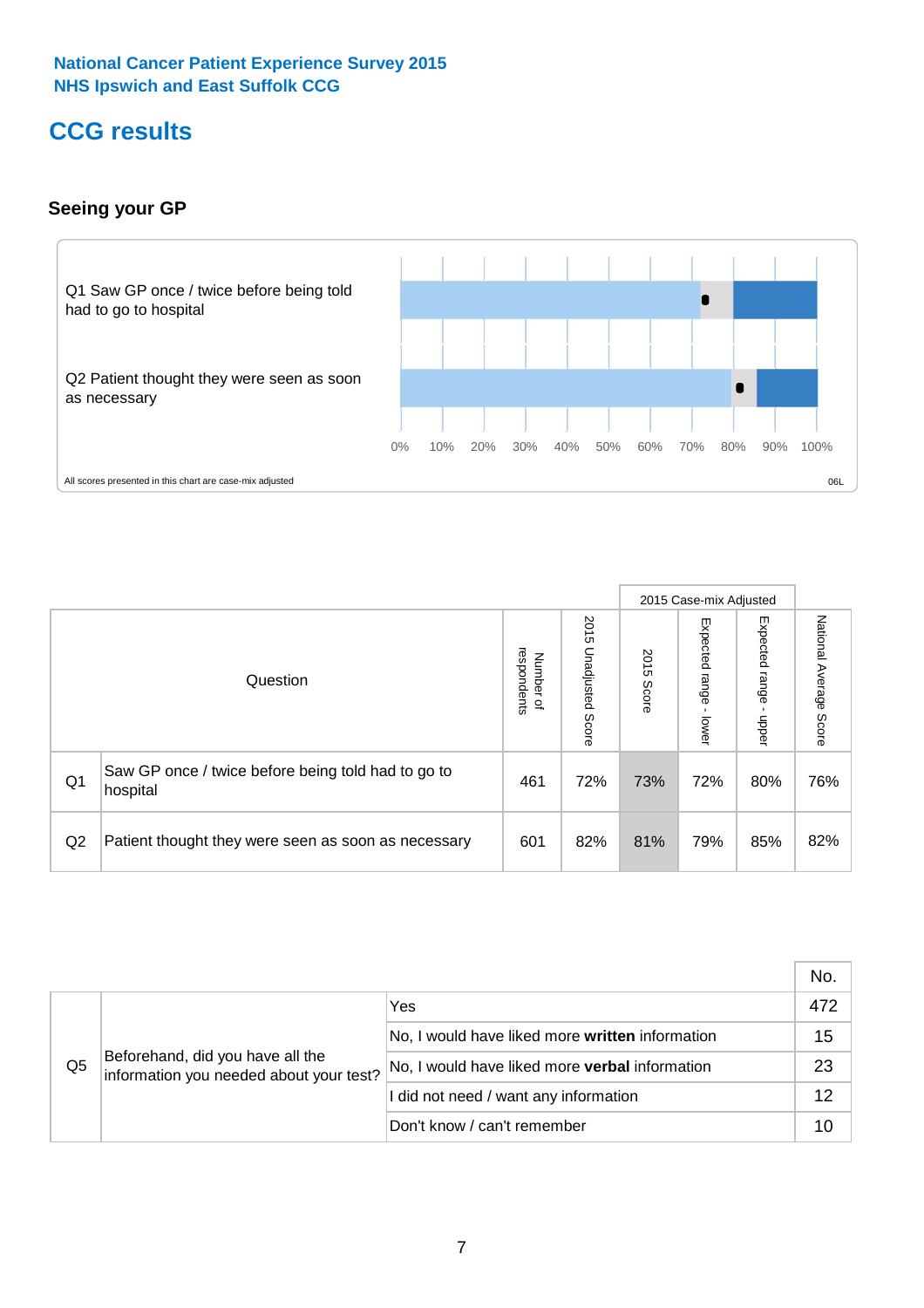National Cancer Patient Experience Survey 2015
NHS Ipswich and East Suffolk CCG

# CCG results

## Seeing your GP

Q1 Saw GP once / twice before being told had to go to hospital

Q2 Patient thought they were seen as soon as necessary

0% 10% 20% 30% 40% 50% 60% 70% 80% 90% 100%

All scores presented in this chart are case-mix adjusted

06L

| Question | | Number of respondents | 2015 Unadjusted Score | 2015 Case-mix Adjusted: 2015 Score | 2015 Case-mix Adjusted: Expected range - lower | 2015 Case-mix Adjusted: Expected range - upper | National Average Score |
|---|---|---|---|---|---|---|---|
| Q1 | Saw GP once / twice before being told had to go to hospital | 461 | 72% | 73% | 72% | 80% | 76% |
| Q2 | Patient thought they were seen as soon as necessary | 601 | 82% | 81% | 79% | 85% | 82% |

| | | | No. |
|---|---|---|---|
| Q5 | Beforehand, did you have all the information you needed about your test? | Yes | 472 |
| | | No, I would have liked more **written** information | 15 |
| | | No, I would have liked more **verbal** information | 23 |
| | | I did not need / want any information | 12 |
| | | Don't know / can't remember | 10 |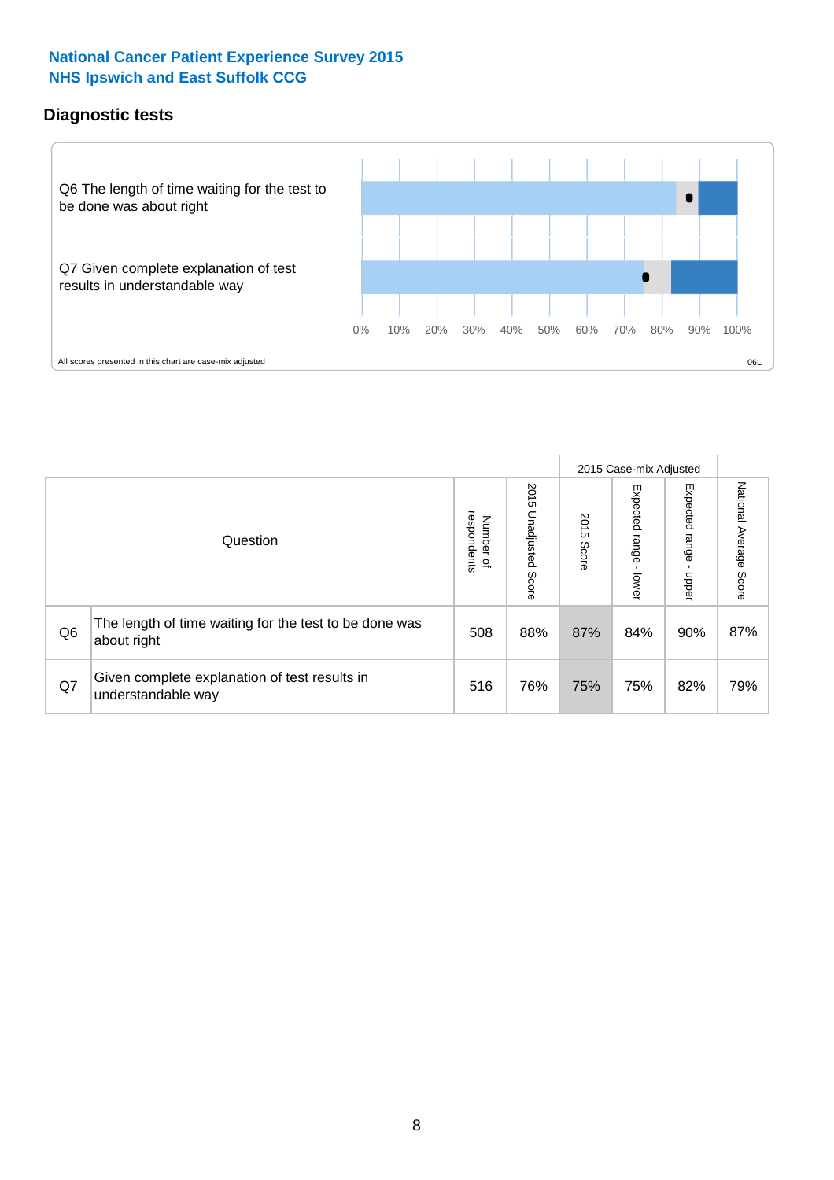**National Cancer Patient Experience Survey 2015**
**NHS Ipswich and East Suffolk CCG**

## Diagnostic tests

Q6 The length of time waiting for the test to be done was about right

Q7 Given complete explanation of test results in understandable way

0% 10% 20% 30% 40% 50% 60% 70% 80% 90% 100%

All scores presented in this chart are case-mix adjusted

06L

| | Question | Number of respondents | 2015 Unadjusted Score | 2015 Case-mix Adjusted | | | National Average Score |
|---|---|---|---|---|---|---|---|
| | | | | 2015 Score | Expected range - lower | Expected range - upper | |
| Q6 | The length of time waiting for the test to be done was about right | 508 | 88% | 87% | 84% | 90% | 87% |
| Q7 | Given complete explanation of test results in understandable way | 516 | 76% | 75% | 75% | 82% | 79% |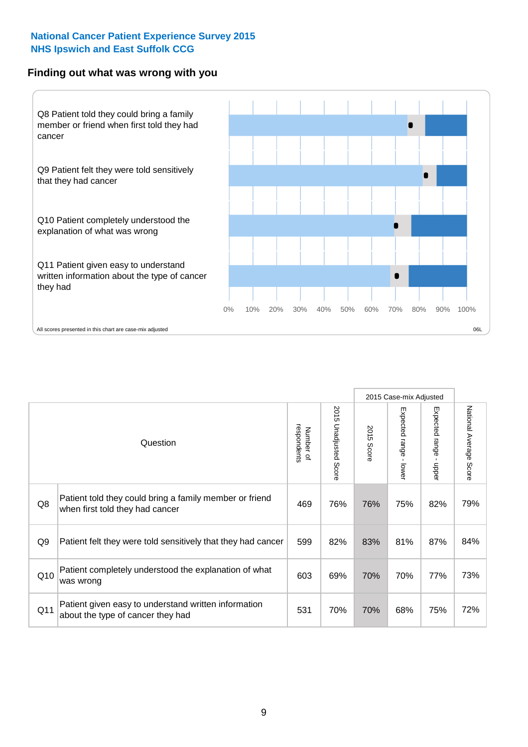**National Cancer Patient Experience Survey 2015**
**NHS Ipswich and East Suffolk CCG**

## Finding out what was wrong with you

Q8 Patient told they could bring a family member or friend when first told they had cancer

Q9 Patient felt they were told sensitively that they had cancer

Q10 Patient completely understood the explanation of what was wrong

Q11 Patient given easy to understand written information about the type of cancer they had

0% 10% 20% 30% 40% 50% 60% 70% 80% 90% 100%

All scores presented in this chart are case-mix adjusted

06L

| | Question | Number of respondents | 2015 Unadjusted Score | 2015 Case-mix Adjusted: 2015 Score | 2015 Case-mix Adjusted: Expected range - lower | 2015 Case-mix Adjusted: Expected range - upper | National Average Score |
|---|---|---|---|---|---|---|---|
| Q8 | Patient told they could bring a family member or friend when first told they had cancer | 469 | 76% | 76% | 75% | 82% | 79% |
| Q9 | Patient felt they were told sensitively that they had cancer | 599 | 82% | 83% | 81% | 87% | 84% |
| Q10 | Patient completely understood the explanation of what was wrong | 603 | 69% | 70% | 70% | 77% | 73% |
| Q11 | Patient given easy to understand written information about the type of cancer they had | 531 | 70% | 70% | 68% | 75% | 72% |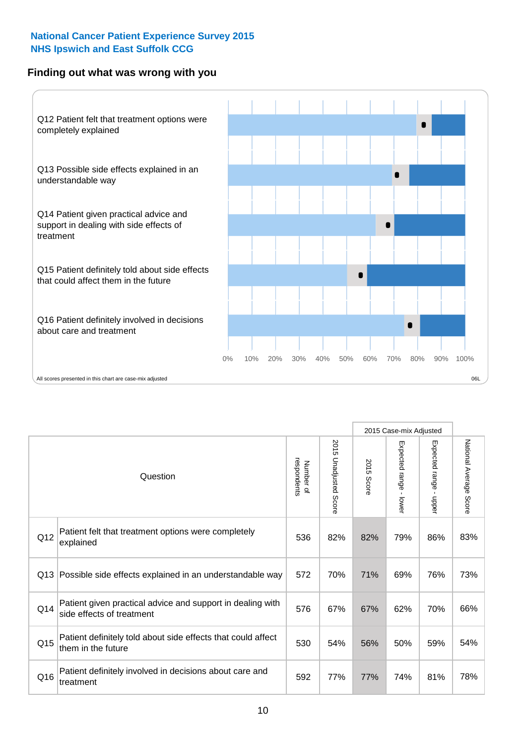National Cancer Patient Experience Survey 2015
NHS Ipswich and East Suffolk CCG

## Finding out what was wrong with you

Q12 Patient felt that treatment options were completely explained

Q13 Possible side effects explained in an understandable way

Q14 Patient given practical advice and support in dealing with side effects of treatment

Q15 Patient definitely told about side effects that could affect them in the future

Q16 Patient definitely involved in decisions about care and treatment

0% 10% 20% 30% 40% 50% 60% 70% 80% 90% 100%

All scores presented in this chart are case-mix adjusted

06L

| Question | | Number of respondents | 2015 Unadjusted Score | 2015 Case-mix Adjusted 2015 Score | 2015 Case-mix Adjusted Expected range - lower | 2015 Case-mix Adjusted Expected range - upper | National Average Score |
|---|---|---|---|---|---|---|---|
| Q12 | Patient felt that treatment options were completely explained | 536 | 82% | 82% | 79% | 86% | 83% |
| Q13 | Possible side effects explained in an understandable way | 572 | 70% | 71% | 69% | 76% | 73% |
| Q14 | Patient given practical advice and support in dealing with side effects of treatment | 576 | 67% | 67% | 62% | 70% | 66% |
| Q15 | Patient definitely told about side effects that could affect them in the future | 530 | 54% | 56% | 50% | 59% | 54% |
| Q16 | Patient definitely involved in decisions about care and treatment | 592 | 77% | 77% | 74% | 81% | 78% |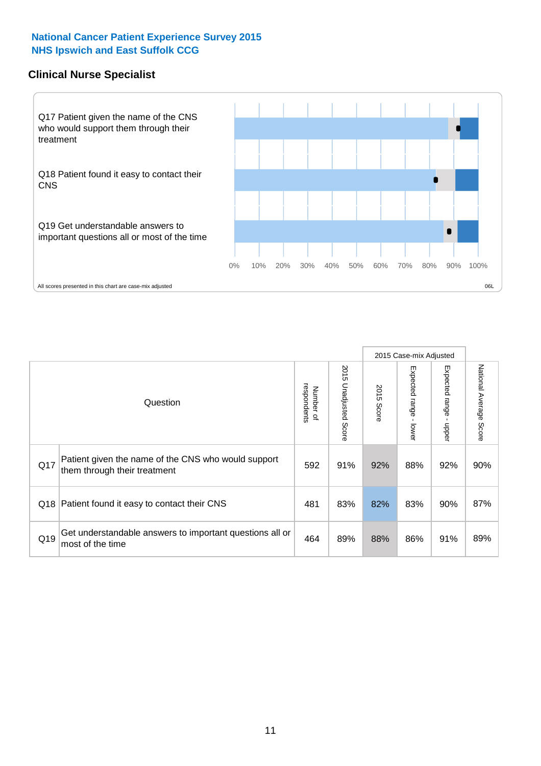**National Cancer Patient Experience Survey 2015**
**NHS Ipswich and East Suffolk CCG**

## Clinical Nurse Specialist

Q17 Patient given the name of the CNS who would support them through their treatment

Q18 Patient found it easy to contact their CNS

Q19 Get understandable answers to important questions all or most of the time

0% 10% 20% 30% 40% 50% 60% 70% 80% 90% 100%

All scores presented in this chart are case-mix adjusted

06L

| | Question | Number of respondents | 2015 Unadjusted Score | 2015 Case-mix Adjusted | | | National Average Score |
|---|---|---|---|---|---|---|---|
| | | | | 2015 Score | Expected range - lower | Expected range - upper | |
| Q17 | Patient given the name of the CNS who would support them through their treatment | 592 | 91% | 92% | 88% | 92% | 90% |
| Q18 | Patient found it easy to contact their CNS | 481 | 83% | 82% | 83% | 90% | 87% |
| Q19 | Get understandable answers to important questions all or most of the time | 464 | 89% | 88% | 86% | 91% | 89% |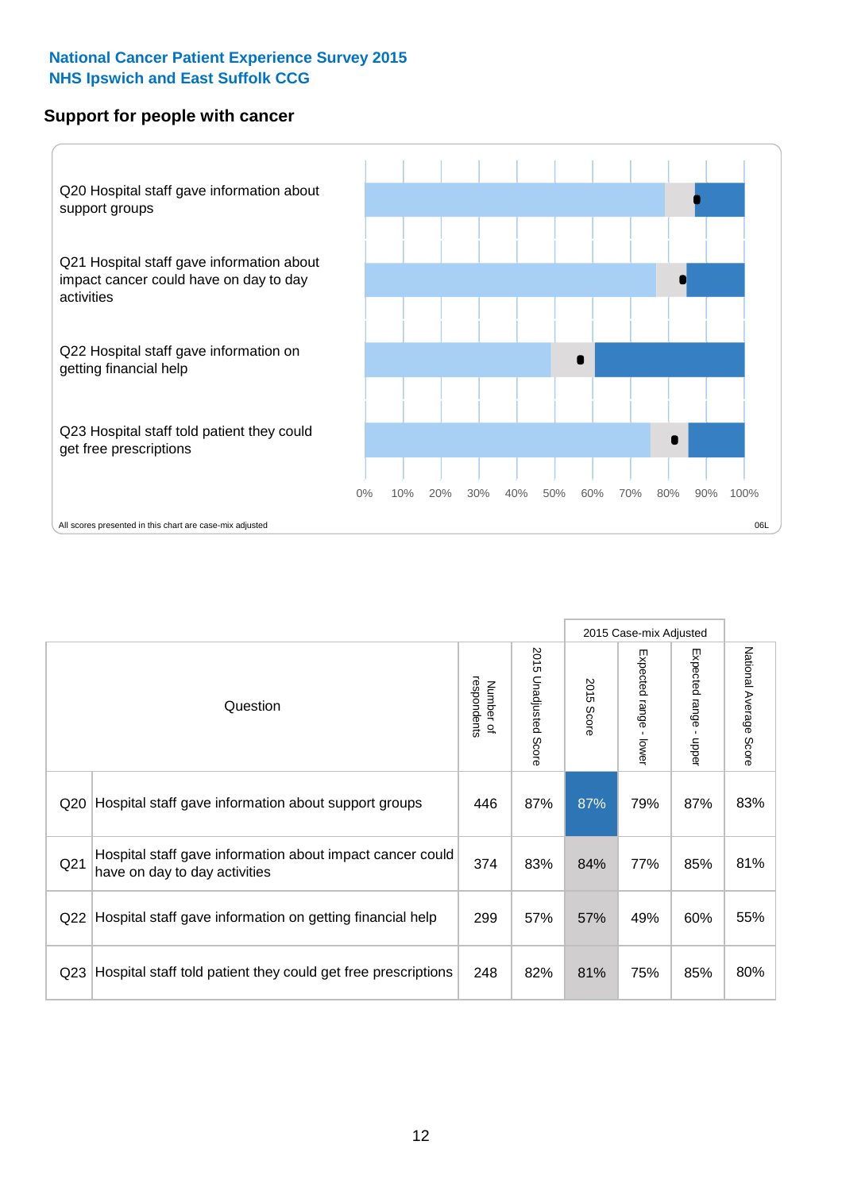**National Cancer Patient Experience Survey 2015**
**NHS Ipswich and East Suffolk CCG**

## Support for people with cancer

Q20 Hospital staff gave information about support groups

Q21 Hospital staff gave information about impact cancer could have on day to day activities

Q22 Hospital staff gave information on getting financial help

Q23 Hospital staff told patient they could get free prescriptions

0% 10% 20% 30% 40% 50% 60% 70% 80% 90% 100%

All scores presented in this chart are case-mix adjusted

06L

| | Question | Number of respondents | 2015 Unadjusted Score | 2015 Case-mix Adjusted | | | National Average Score |
|---|---|---|---|---|---|---|---|
| | | | | 2015 Score | Expected range - lower | Expected range - upper | |
| Q20 | Hospital staff gave information about support groups | 446 | 87% | 87% | 79% | 87% | 83% |
| Q21 | Hospital staff gave information about impact cancer could have on day to day activities | 374 | 83% | 84% | 77% | 85% | 81% |
| Q22 | Hospital staff gave information on getting financial help | 299 | 57% | 57% | 49% | 60% | 55% |
| Q23 | Hospital staff told patient they could get free prescriptions | 248 | 82% | 81% | 75% | 85% | 80% |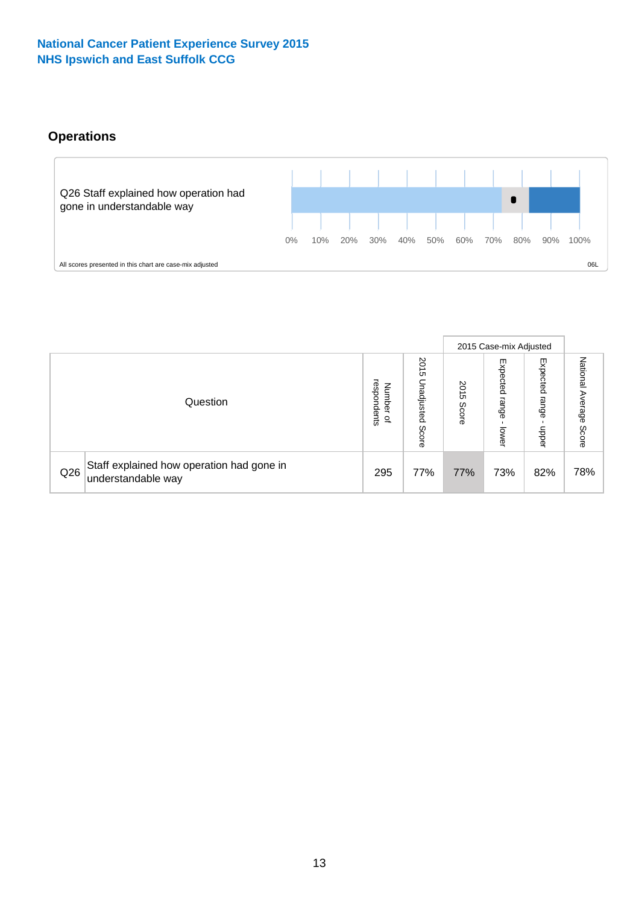National Cancer Patient Experience Survey 2015
NHS Ipswich and East Suffolk CCG

## Operations

Q26 Staff explained how operation had gone in understandable way

0% 10% 20% 30% 40% 50% 60% 70% 80% 90% 100%

All scores presented in this chart are case-mix adjusted

06L

| Question | | Number of respondents | 2015 Unadjusted Score | 2015 Case-mix Adjusted 2015 Score | 2015 Case-mix Adjusted Expected range - lower | 2015 Case-mix Adjusted Expected range - upper | National Average Score |
|---|---|---|---|---|---|---|---|
| Q26 | Staff explained how operation had gone in understandable way | 295 | 77% | 77% | 73% | 82% | 78% |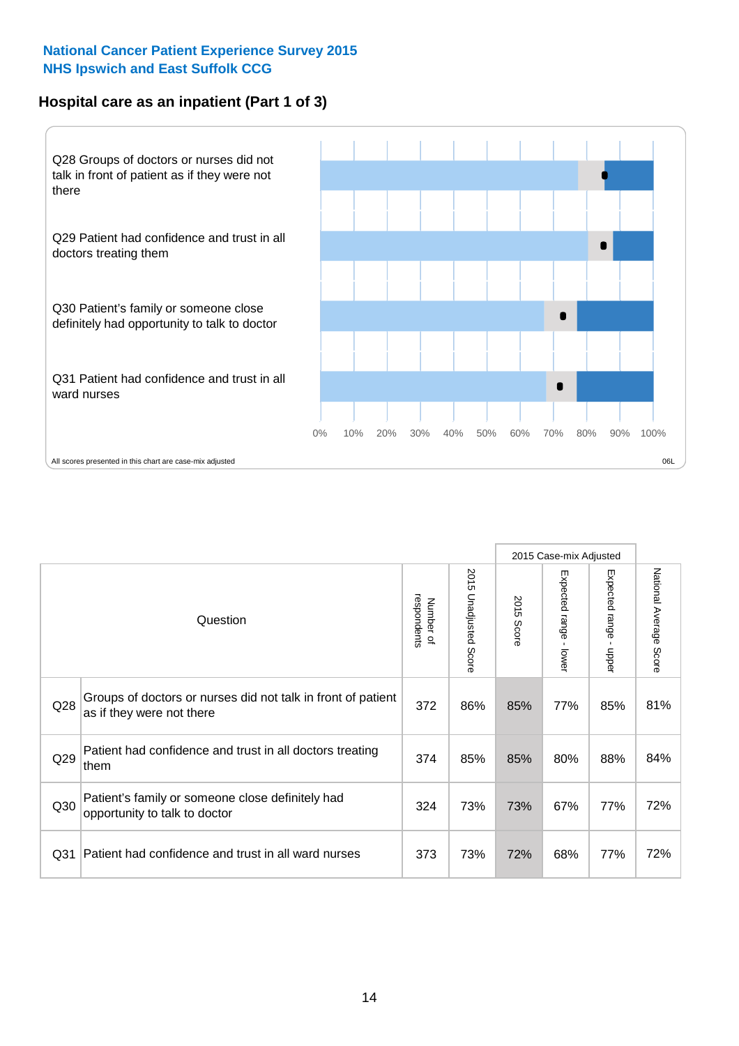National Cancer Patient Experience Survey 2015
NHS Ipswich and East Suffolk CCG

## Hospital care as an inpatient (Part 1 of 3)

Q28 Groups of doctors or nurses did not talk in front of patient as if they were not there

Q29 Patient had confidence and trust in all doctors treating them

Q30 Patient's family or someone close definitely had opportunity to talk to doctor

Q31 Patient had confidence and trust in all ward nurses

0% 10% 20% 30% 40% 50% 60% 70% 80% 90% 100%

All scores presented in this chart are case-mix adjusted

06L

| Question | | Number of respondents | 2015 Unadjusted Score | 2015 Case-mix Adjusted | | | National Average Score |
|---|---|---|---|---|---|---|---|
| | | | | 2015 Score | Expected range - lower | Expected range - upper | |
| Q28 | Groups of doctors or nurses did not talk in front of patient as if they were not there | 372 | 86% | 85% | 77% | 85% | 81% |
| Q29 | Patient had confidence and trust in all doctors treating them | 374 | 85% | 85% | 80% | 88% | 84% |
| Q30 | Patient's family or someone close definitely had opportunity to talk to doctor | 324 | 73% | 73% | 67% | 77% | 72% |
| Q31 | Patient had confidence and trust in all ward nurses | 373 | 73% | 72% | 68% | 77% | 72% |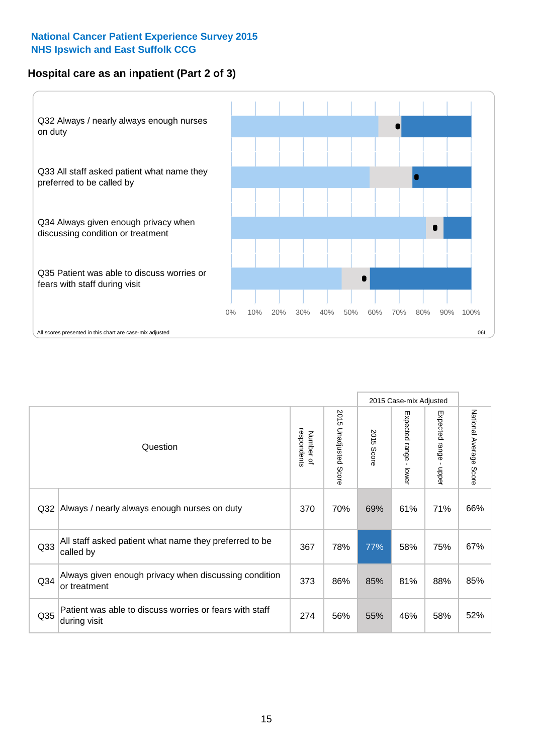National Cancer Patient Experience Survey 2015
NHS Ipswich and East Suffolk CCG

## Hospital care as an inpatient (Part 2 of 3)

Q32 Always / nearly always enough nurses on duty

Q33 All staff asked patient what name they preferred to be called by

Q34 Always given enough privacy when discussing condition or treatment

Q35 Patient was able to discuss worries or fears with staff during visit

0% 10% 20% 30% 40% 50% 60% 70% 80% 90% 100%

All scores presented in this chart are case-mix adjusted

06L

| Question | | Number of respondents | 2015 Unadjusted Score | 2015 Case-mix Adjusted: 2015 Score | 2015 Case-mix Adjusted: Expected range - lower | 2015 Case-mix Adjusted: Expected range - upper | National Average Score |
|---|---|---|---|---|---|---|---|
| Q32 | Always / nearly always enough nurses on duty | 370 | 70% | 69% | 61% | 71% | 66% |
| Q33 | All staff asked patient what name they preferred to be called by | 367 | 78% | 77% | 58% | 75% | 67% |
| Q34 | Always given enough privacy when discussing condition or treatment | 373 | 86% | 85% | 81% | 88% | 85% |
| Q35 | Patient was able to discuss worries or fears with staff during visit | 274 | 56% | 55% | 46% | 58% | 52% |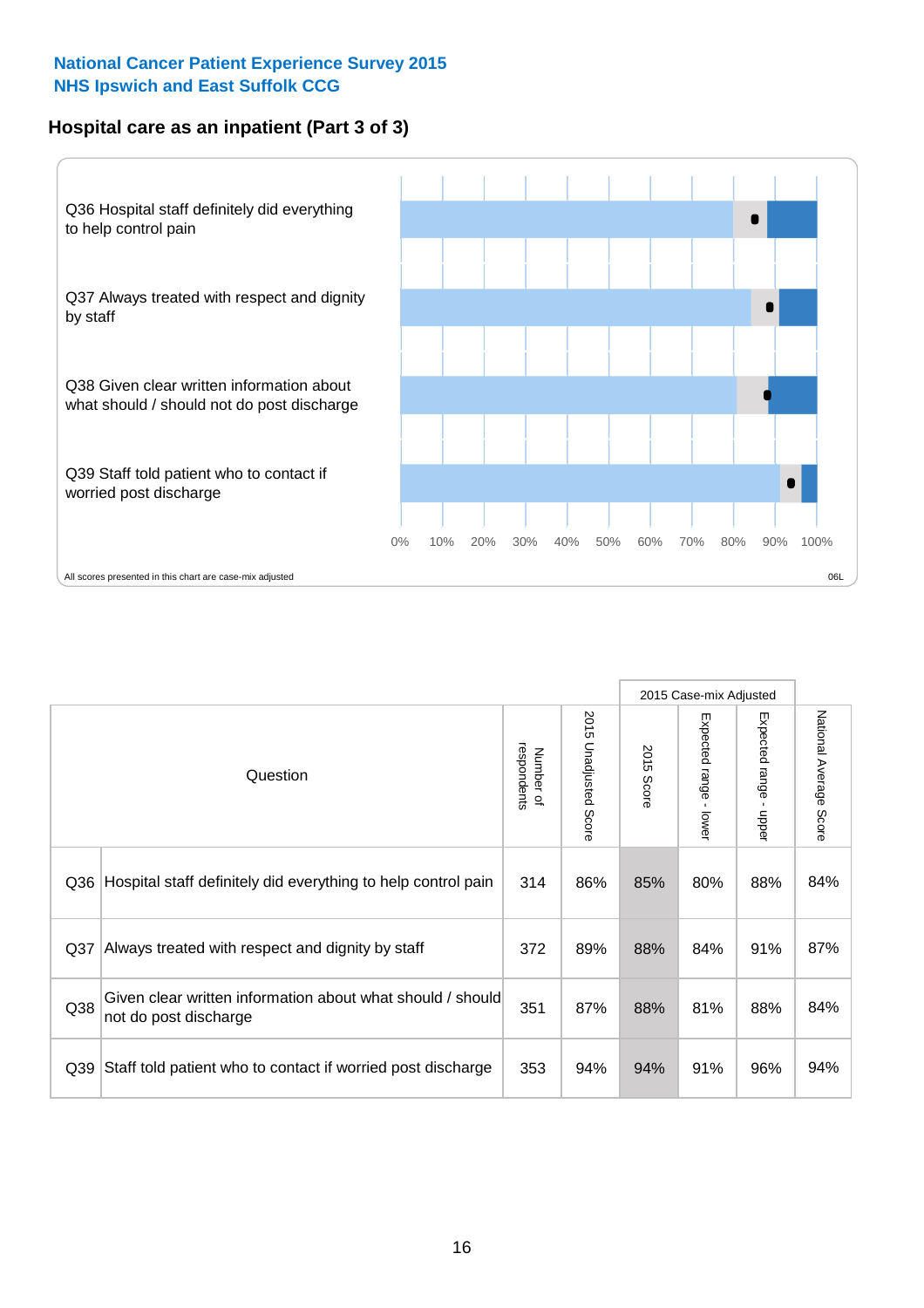**National Cancer Patient Experience Survey 2015**
**NHS Ipswich and East Suffolk CCG**

## Hospital care as an inpatient (Part 3 of 3)

Q36 Hospital staff definitely did everything to help control pain

Q37 Always treated with respect and dignity by staff

Q38 Given clear written information about what should / should not do post discharge

Q39 Staff told patient who to contact if worried post discharge

0% 10% 20% 30% 40% 50% 60% 70% 80% 90% 100%

All scores presented in this chart are case-mix adjusted

06L

| Question | | Number of respondents | 2015 Unadjusted Score | 2015 Case-mix Adjusted: 2015 Score | 2015 Case-mix Adjusted: Expected range - lower | 2015 Case-mix Adjusted: Expected range - upper | National Average Score |
|---|---|---|---|---|---|---|---|
| Q36 | Hospital staff definitely did everything to help control pain | 314 | 86% | 85% | 80% | 88% | 84% |
| Q37 | Always treated with respect and dignity by staff | 372 | 89% | 88% | 84% | 91% | 87% |
| Q38 | Given clear written information about what should / should not do post discharge | 351 | 87% | 88% | 81% | 88% | 84% |
| Q39 | Staff told patient who to contact if worried post discharge | 353 | 94% | 94% | 91% | 96% | 94% |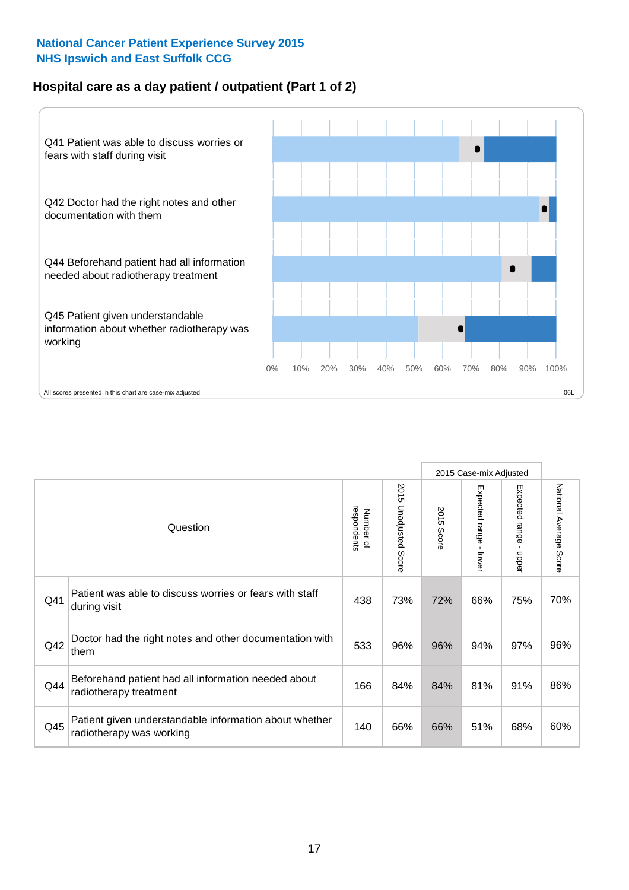National Cancer Patient Experience Survey 2015
NHS Ipswich and East Suffolk CCG

## Hospital care as a day patient / outpatient (Part 1 of 2)

Q41 Patient was able to discuss worries or fears with staff during visit

Q42 Doctor had the right notes and other documentation with them

Q44 Beforehand patient had all information needed about radiotherapy treatment

Q45 Patient given understandable information about whether radiotherapy was working

0% 10% 20% 30% 40% 50% 60% 70% 80% 90% 100%

All scores presented in this chart are case-mix adjusted

06L

| | Question | Number of respondents | 2015 Unadjusted Score | 2015 Case-mix Adjusted | | | National Average Score |
|---|---|---|---|---|---|---|---|
| | | | | 2015 Score | Expected range - lower | Expected range - upper | |
| Q41 | Patient was able to discuss worries or fears with staff during visit | 438 | 73% | 72% | 66% | 75% | 70% |
| Q42 | Doctor had the right notes and other documentation with them | 533 | 96% | 96% | 94% | 97% | 96% |
| Q44 | Beforehand patient had all information needed about radiotherapy treatment | 166 | 84% | 84% | 81% | 91% | 86% |
| Q45 | Patient given understandable information about whether radiotherapy was working | 140 | 66% | 66% | 51% | 68% | 60% |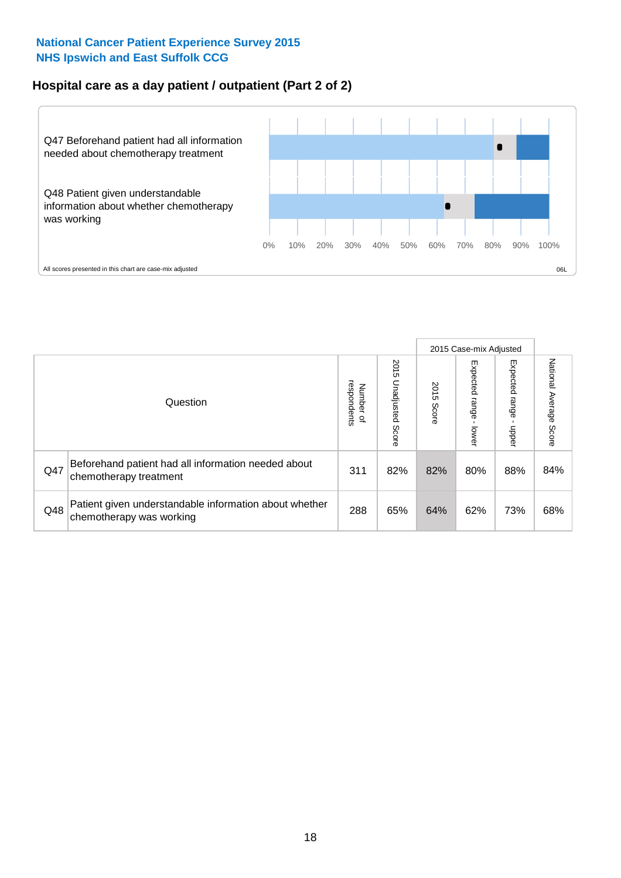**National Cancer Patient Experience Survey 2015**
**NHS Ipswich and East Suffolk CCG**

## Hospital care as a day patient / outpatient (Part 2 of 2)

Q47 Beforehand patient had all information needed about chemotherapy treatment

Q48 Patient given understandable information about whether chemotherapy was working

0% 10% 20% 30% 40% 50% 60% 70% 80% 90% 100%

All scores presented in this chart are case-mix adjusted

06L

| Question | | Number of respondents | 2015 Unadjusted Score | 2015 Case-mix Adjusted: 2015 Score | 2015 Case-mix Adjusted: Expected range - lower | 2015 Case-mix Adjusted: Expected range - upper | National Average Score |
|---|---|---|---|---|---|---|---|
| Q47 | Beforehand patient had all information needed about chemotherapy treatment | 311 | 82% | 82% | 80% | 88% | 84% |
| Q48 | Patient given understandable information about whether chemotherapy was working | 288 | 65% | 64% | 62% | 73% | 68% |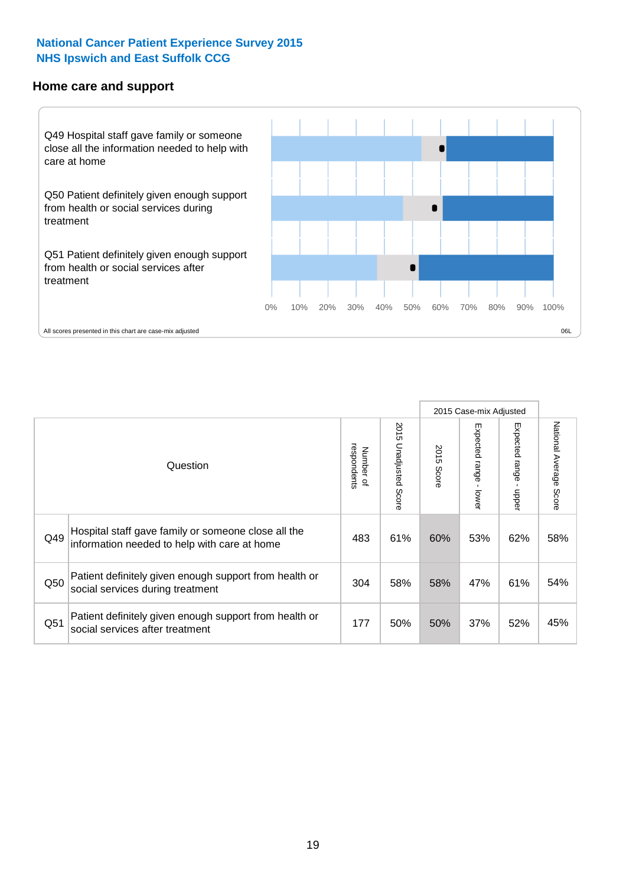National Cancer Patient Experience Survey 2015
NHS Ipswich and East Suffolk CCG

## Home care and support

Q49 Hospital staff gave family or someone close all the information needed to help with care at home

Q50 Patient definitely given enough support from health or social services during treatment

Q51 Patient definitely given enough support from health or social services after treatment

0% 10% 20% 30% 40% 50% 60% 70% 80% 90% 100%

All scores presented in this chart are case-mix adjusted

06L

| | Question | Number of respondents | 2015 Unadjusted Score | 2015 Case-mix Adjusted | | | National Average Score |
|---|---|---|---|---|---|---|---|
| | | | | 2015 Score | Expected range - lower | Expected range - upper | |
| Q49 | Hospital staff gave family or someone close all the information needed to help with care at home | 483 | 61% | 60% | 53% | 62% | 58% |
| Q50 | Patient definitely given enough support from health or social services during treatment | 304 | 58% | 58% | 47% | 61% | 54% |
| Q51 | Patient definitely given enough support from health or social services after treatment | 177 | 50% | 50% | 37% | 52% | 45% |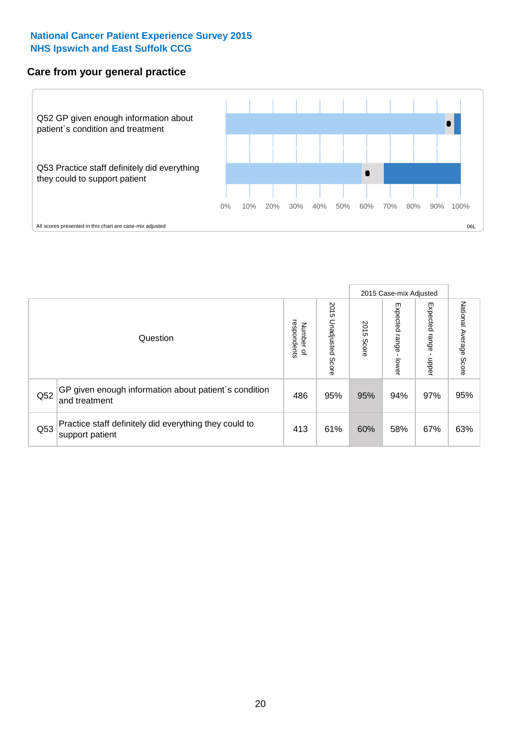**National Cancer Patient Experience Survey 2015**
**NHS Ipswich and East Suffolk CCG**

## Care from your general practice

Q52 GP given enough information about patient`s condition and treatment

Q53 Practice staff definitely did everything they could to support patient

0% 10% 20% 30% 40% 50% 60% 70% 80% 90% 100%

All scores presented in this chart are case-mix adjusted

06L

| | Question | Number of respondents | 2015 Unadjusted Score | 2015 Case-mix Adjusted | | | National Average Score |
|---|---|---|---|---|---|---|---|
| | | | | 2015 Score | Expected range - lower | Expected range - upper | |
| Q52 | GP given enough information about patient`s condition and treatment | 486 | 95% | 95% | 94% | 97% | 95% |
| Q53 | Practice staff definitely did everything they could to support patient | 413 | 61% | 60% | 58% | 67% | 63% |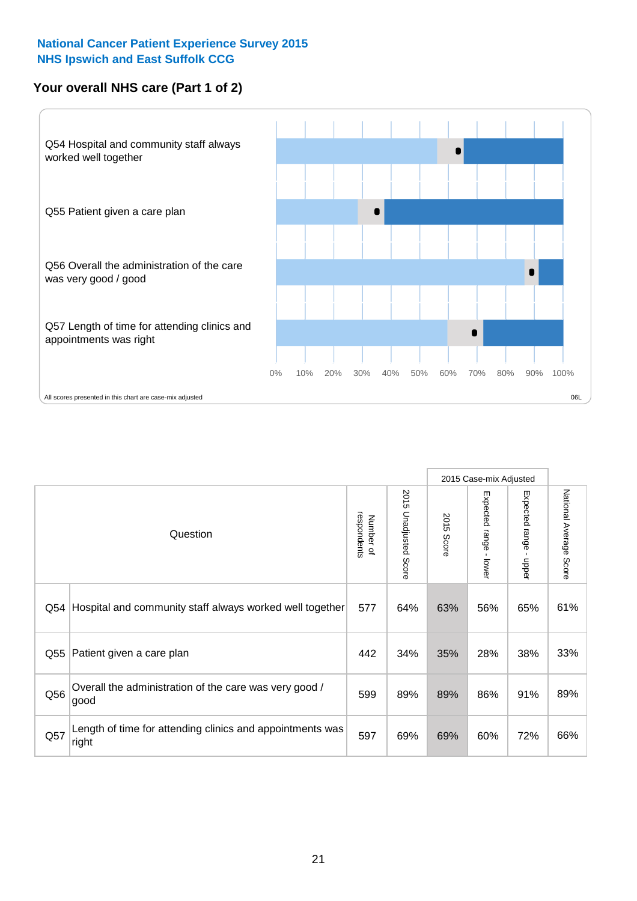National Cancer Patient Experience Survey 2015
NHS Ipswich and East Suffolk CCG

## Your overall NHS care (Part 1 of 2)

Q54 Hospital and community staff always worked well together

Q55 Patient given a care plan

Q56 Overall the administration of the care was very good / good

Q57 Length of time for attending clinics and appointments was right

0% 10% 20% 30% 40% 50% 60% 70% 80% 90% 100%

All scores presented in this chart are case-mix adjusted

06L

| Question | | Number of respondents | 2015 Unadjusted Score | 2015 Case-mix Adjusted: 2015 Score | 2015 Case-mix Adjusted: Expected range - lower | 2015 Case-mix Adjusted: Expected range - upper | National Average Score |
|---|---|---|---|---|---|---|---|
| Q54 | Hospital and community staff always worked well together | 577 | 64% | 63% | 56% | 65% | 61% |
| Q55 | Patient given a care plan | 442 | 34% | 35% | 28% | 38% | 33% |
| Q56 | Overall the administration of the care was very good / good | 599 | 89% | 89% | 86% | 91% | 89% |
| Q57 | Length of time for attending clinics and appointments was right | 597 | 69% | 69% | 60% | 72% | 66% |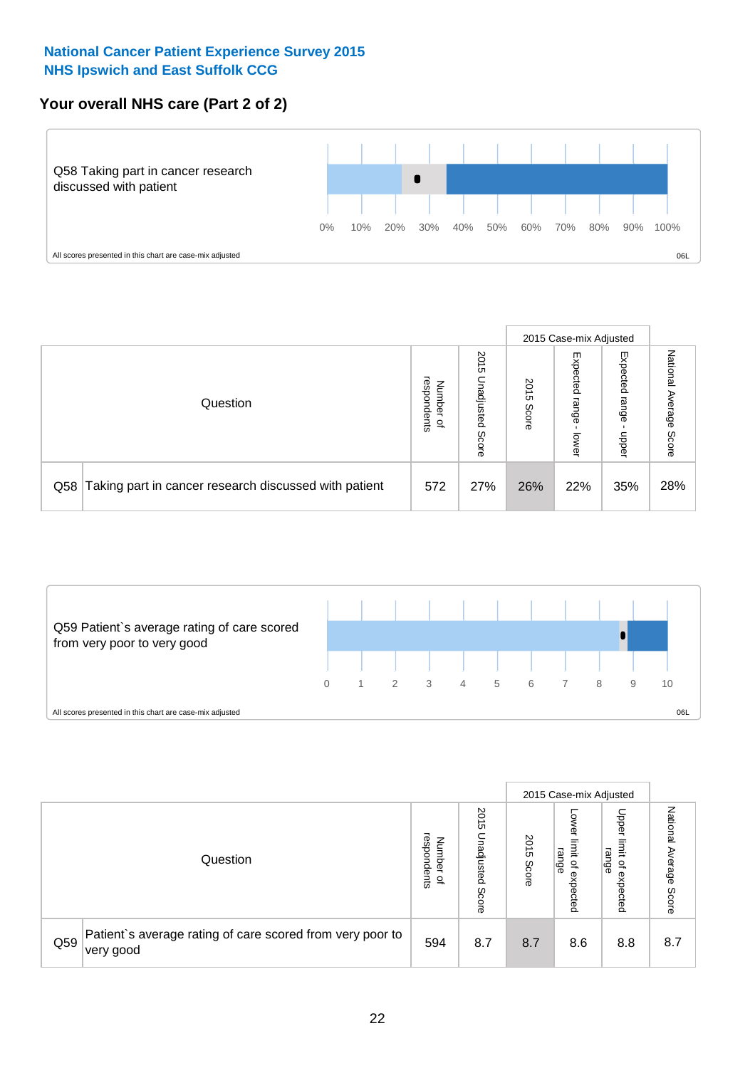**National Cancer Patient Experience Survey 2015**
**NHS Ipswich and East Suffolk CCG**

## Your overall NHS care (Part 2 of 2)

Q58 Taking part in cancer research discussed with patient

0% 10% 20% 30% 40% 50% 60% 70% 80% 90% 100%

All scores presented in this chart are case-mix adjusted

06L

| Question | | Number of respondents | 2015 Unadjusted Score | 2015 Case-mix Adjusted: 2015 Score | 2015 Case-mix Adjusted: Expected range - lower | 2015 Case-mix Adjusted: Expected range - upper | National Average Score |
|---|---|---|---|---|---|---|---|
| Q58 | Taking part in cancer research discussed with patient | 572 | 27% | 26% | 22% | 35% | 28% |

Q59 Patient`s average rating of care scored from very poor to very good

0 1 2 3 4 5 6 7 8 9 10

All scores presented in this chart are case-mix adjusted

06L

| Question | | Number of respondents | 2015 Unadjusted Score | 2015 Case-mix Adjusted: 2015 Score | 2015 Case-mix Adjusted: Lower limit of expected range | 2015 Case-mix Adjusted: Upper limit of expected range | National Average Score |
|---|---|---|---|---|---|---|---|
| Q59 | Patient`s average rating of care scored from very poor to very good | 594 | 8.7 | 8.7 | 8.6 | 8.8 | 8.7 |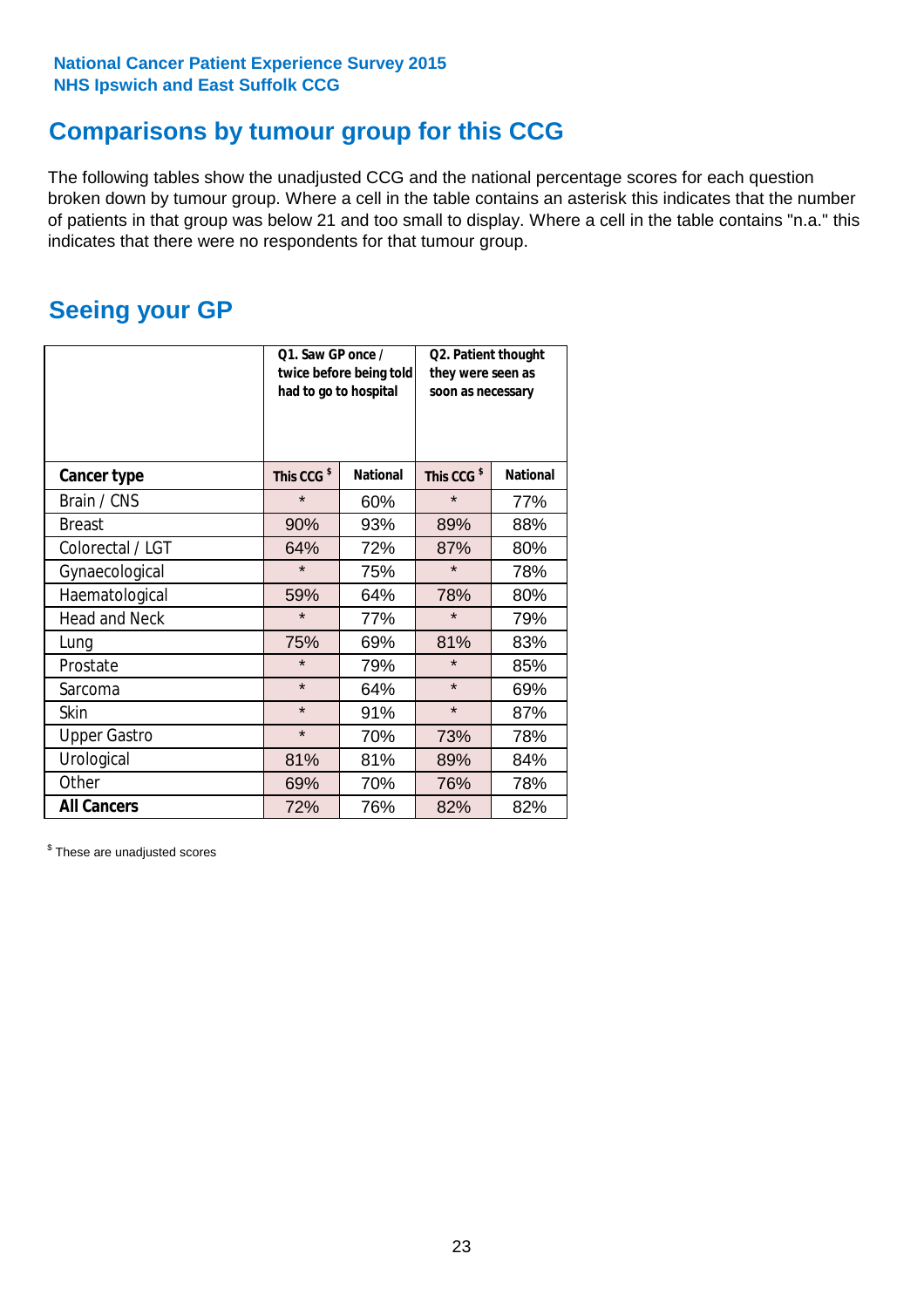National Cancer Patient Experience Survey 2015
NHS Ipswich and East Suffolk CCG

## Comparisons by tumour group for this CCG

The following tables show the unadjusted CCG and the national percentage scores for each question broken down by tumour group. Where a cell in the table contains an asterisk this indicates that the number of patients in that group was below 21 and too small to display. Where a cell in the table contains "n.a." this indicates that there were no respondents for that tumour group.

## Seeing your GP

| | Q1. Saw GP once / twice before being told had to go to hospital | | Q2. Patient thought they were seen as soon as necessary | |
|---|---|---|---|---|
| **Cancer type** | **This CCG $** | **National** | **This CCG $** | **National** |
| Brain / CNS | * | 60% | * | 77% |
| Breast | 90% | 93% | 89% | 88% |
| Colorectal / LGT | 64% | 72% | 87% | 80% |
| Gynaecological | * | 75% | * | 78% |
| Haematological | 59% | 64% | 78% | 80% |
| Head and Neck | * | 77% | * | 79% |
| Lung | 75% | 69% | 81% | 83% |
| Prostate | * | 79% | * | 85% |
| Sarcoma | * | 64% | * | 69% |
| Skin | * | 91% | * | 87% |
| Upper Gastro | * | 70% | 73% | 78% |
| Urological | 81% | 81% | 89% | 84% |
| Other | 69% | 70% | 76% | 78% |
| **All Cancers** | 72% | 76% | 82% | 82% |

$ These are unadjusted scores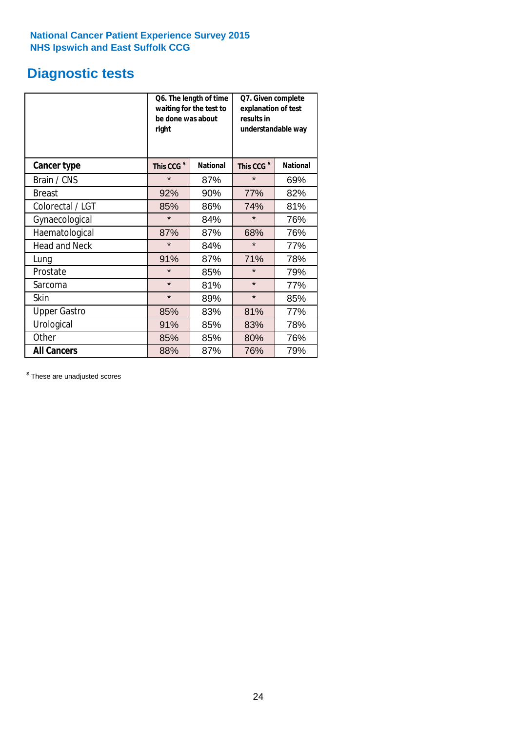National Cancer Patient Experience Survey 2015
NHS Ipswich and East Suffolk CCG

## Diagnostic tests

| | Q6. The length of time waiting for the test to be done was about right | | Q7. Given complete explanation of test results in understandable way | |
|---|---|---|---|---|
| **Cancer type** | **This CCG $** | **National** | **This CCG $** | **National** |
| Brain / CNS | * | 87% | * | 69% |
| Breast | 92% | 90% | 77% | 82% |
| Colorectal / LGT | 85% | 86% | 74% | 81% |
| Gynaecological | * | 84% | * | 76% |
| Haematological | 87% | 87% | 68% | 76% |
| Head and Neck | * | 84% | * | 77% |
| Lung | 91% | 87% | 71% | 78% |
| Prostate | * | 85% | * | 79% |
| Sarcoma | * | 81% | * | 77% |
| Skin | * | 89% | * | 85% |
| Upper Gastro | 85% | 83% | 81% | 77% |
| Urological | 91% | 85% | 83% | 78% |
| Other | 85% | 85% | 80% | 76% |
| **All Cancers** | 88% | 87% | 76% | 79% |

$ These are unadjusted scores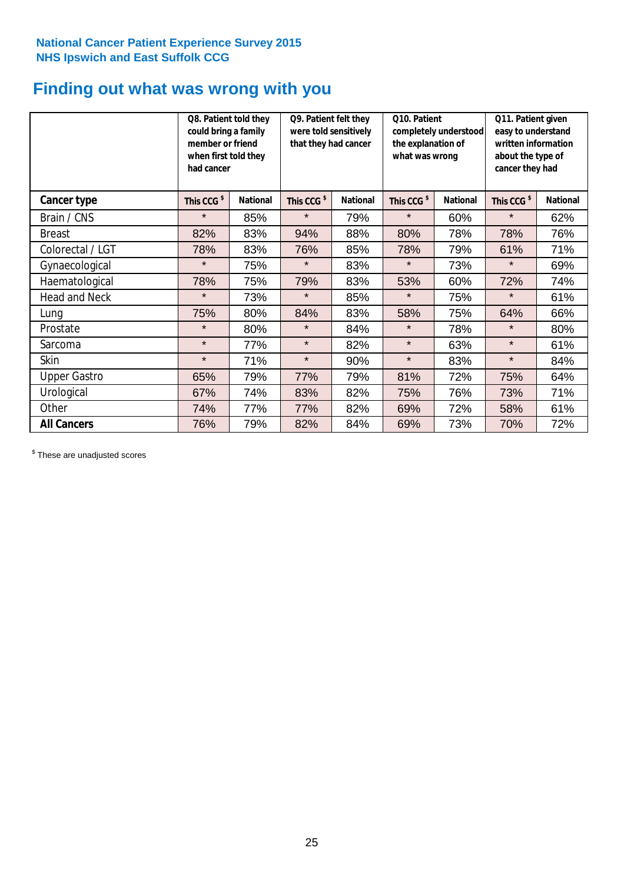National Cancer Patient Experience Survey 2015
NHS Ipswich and East Suffolk CCG

# Finding out what was wrong with you

| | Q8. Patient told they could bring a family member or friend when first told they had cancer | | Q9. Patient felt they were told sensitively that they had cancer | | Q10. Patient completely understood the explanation of what was wrong | | Q11. Patient given easy to understand written information about the type of cancer they had | |
|---|---|---|---|---|---|---|---|---|
| **Cancer type** | **This CCG $** | **National** | **This CCG $** | **National** | **This CCG $** | **National** | **This CCG $** | **National** |
| Brain / CNS | * | 85% | * | 79% | * | 60% | * | 62% |
| Breast | 82% | 83% | 94% | 88% | 80% | 78% | 78% | 76% |
| Colorectal / LGT | 78% | 83% | 76% | 85% | 78% | 79% | 61% | 71% |
| Gynaecological | * | 75% | * | 83% | * | 73% | * | 69% |
| Haematological | 78% | 75% | 79% | 83% | 53% | 60% | 72% | 74% |
| Head and Neck | * | 73% | * | 85% | * | 75% | * | 61% |
| Lung | 75% | 80% | 84% | 83% | 58% | 75% | 64% | 66% |
| Prostate | * | 80% | * | 84% | * | 78% | * | 80% |
| Sarcoma | * | 77% | * | 82% | * | 63% | * | 61% |
| Skin | * | 71% | * | 90% | * | 83% | * | 84% |
| Upper Gastro | 65% | 79% | 77% | 79% | 81% | 72% | 75% | 64% |
| Urological | 67% | 74% | 83% | 82% | 75% | 76% | 73% | 71% |
| Other | 74% | 77% | 77% | 82% | 69% | 72% | 58% | 61% |
| **All Cancers** | 76% | 79% | 82% | 84% | 69% | 73% | 70% | 72% |

$ These are unadjusted scores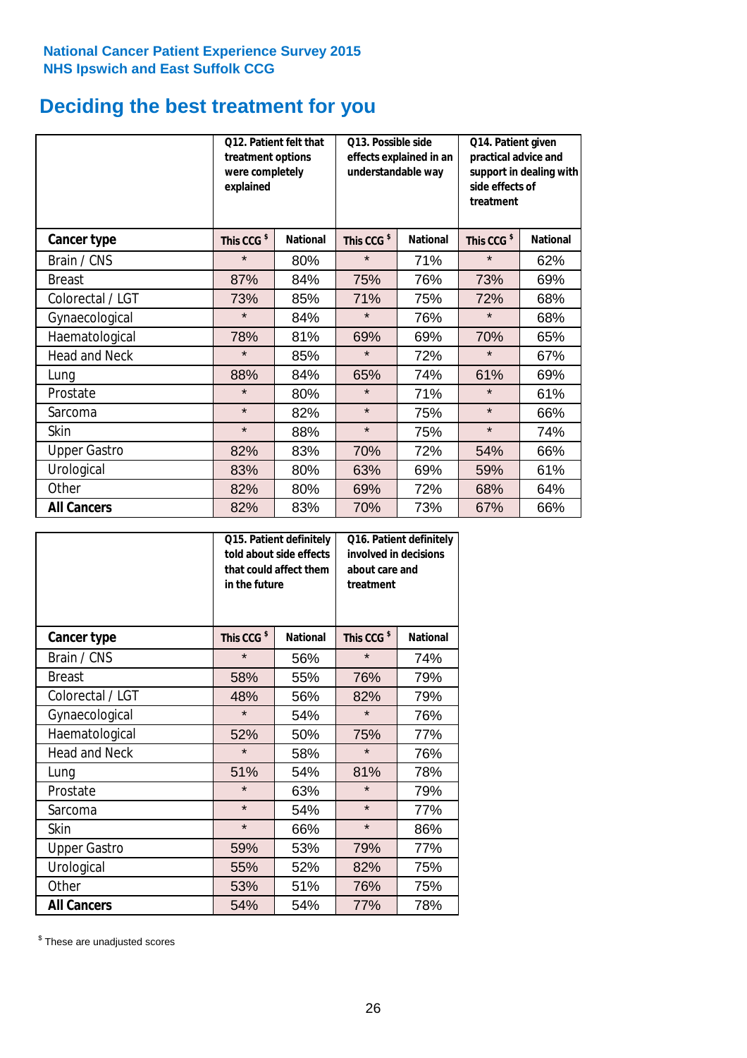National Cancer Patient Experience Survey 2015
NHS Ipswich and East Suffolk CCG

# Deciding the best treatment for you

| | Q12. Patient felt that treatment options were completely explained | | Q13. Possible side effects explained in an understandable way | | Q14. Patient given practical advice and support in dealing with side effects of treatment | |
|---|---|---|---|---|---|---|
| **Cancer type** | This CCG $ | National | This CCG $ | National | This CCG $ | National |
| Brain / CNS | * | 80% | * | 71% | * | 62% |
| Breast | 87% | 84% | 75% | 76% | 73% | 69% |
| Colorectal / LGT | 73% | 85% | 71% | 75% | 72% | 68% |
| Gynaecological | * | 84% | * | 76% | * | 68% |
| Haematological | 78% | 81% | 69% | 69% | 70% | 65% |
| Head and Neck | * | 85% | * | 72% | * | 67% |
| Lung | 88% | 84% | 65% | 74% | 61% | 69% |
| Prostate | * | 80% | * | 71% | * | 61% |
| Sarcoma | * | 82% | * | 75% | * | 66% |
| Skin | * | 88% | * | 75% | * | 74% |
| Upper Gastro | 82% | 83% | 70% | 72% | 54% | 66% |
| Urological | 83% | 80% | 63% | 69% | 59% | 61% |
| Other | 82% | 80% | 69% | 72% | 68% | 64% |
| **All Cancers** | 82% | 83% | 70% | 73% | 67% | 66% |

| | Q15. Patient definitely told about side effects that could affect them in the future | | Q16. Patient definitely involved in decisions about care and treatment | |
|---|---|---|---|---|
| **Cancer type** | This CCG $ | National | This CCG $ | National |
| Brain / CNS | * | 56% | * | 74% |
| Breast | 58% | 55% | 76% | 79% |
| Colorectal / LGT | 48% | 56% | 82% | 79% |
| Gynaecological | * | 54% | * | 76% |
| Haematological | 52% | 50% | 75% | 77% |
| Head and Neck | * | 58% | * | 76% |
| Lung | 51% | 54% | 81% | 78% |
| Prostate | * | 63% | * | 79% |
| Sarcoma | * | 54% | * | 77% |
| Skin | * | 66% | * | 86% |
| Upper Gastro | 59% | 53% | 79% | 77% |
| Urological | 55% | 52% | 82% | 75% |
| Other | 53% | 51% | 76% | 75% |
| **All Cancers** | 54% | 54% | 77% | 78% |

$ These are unadjusted scores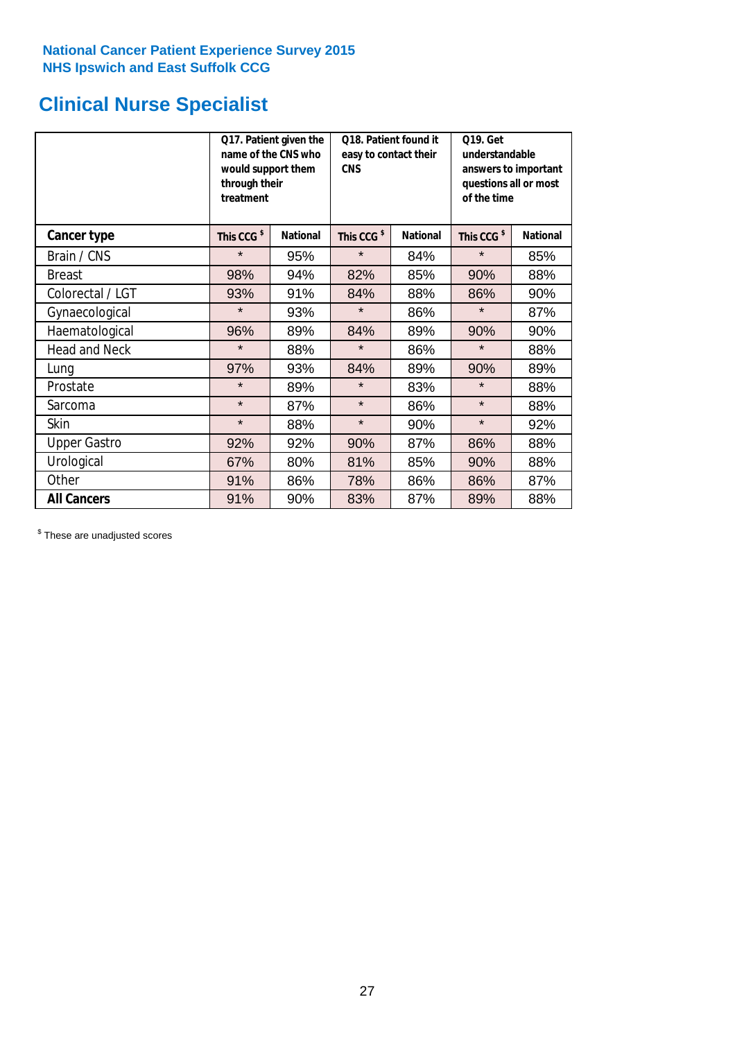National Cancer Patient Experience Survey 2015
NHS Ipswich and East Suffolk CCG

# Clinical Nurse Specialist

| | Q17. Patient given the name of the CNS who would support them through their treatment | | Q18. Patient found it easy to contact their CNS | | Q19. Get understandable answers to important questions all or most of the time | |
|---|---|---|---|---|---|---|
| **Cancer type** | This CCG $ | National | This CCG $ | National | This CCG $ | National |
| Brain / CNS | * | 95% | * | 84% | * | 85% |
| Breast | 98% | 94% | 82% | 85% | 90% | 88% |
| Colorectal / LGT | 93% | 91% | 84% | 88% | 86% | 90% |
| Gynaecological | * | 93% | * | 86% | * | 87% |
| Haematological | 96% | 89% | 84% | 89% | 90% | 90% |
| Head and Neck | * | 88% | * | 86% | * | 88% |
| Lung | 97% | 93% | 84% | 89% | 90% | 89% |
| Prostate | * | 89% | * | 83% | * | 88% |
| Sarcoma | * | 87% | * | 86% | * | 88% |
| Skin | * | 88% | * | 90% | * | 92% |
| Upper Gastro | 92% | 92% | 90% | 87% | 86% | 88% |
| Urological | 67% | 80% | 81% | 85% | 90% | 88% |
| Other | 91% | 86% | 78% | 86% | 86% | 87% |
| **All Cancers** | 91% | 90% | 83% | 87% | 89% | 88% |

$ These are unadjusted scores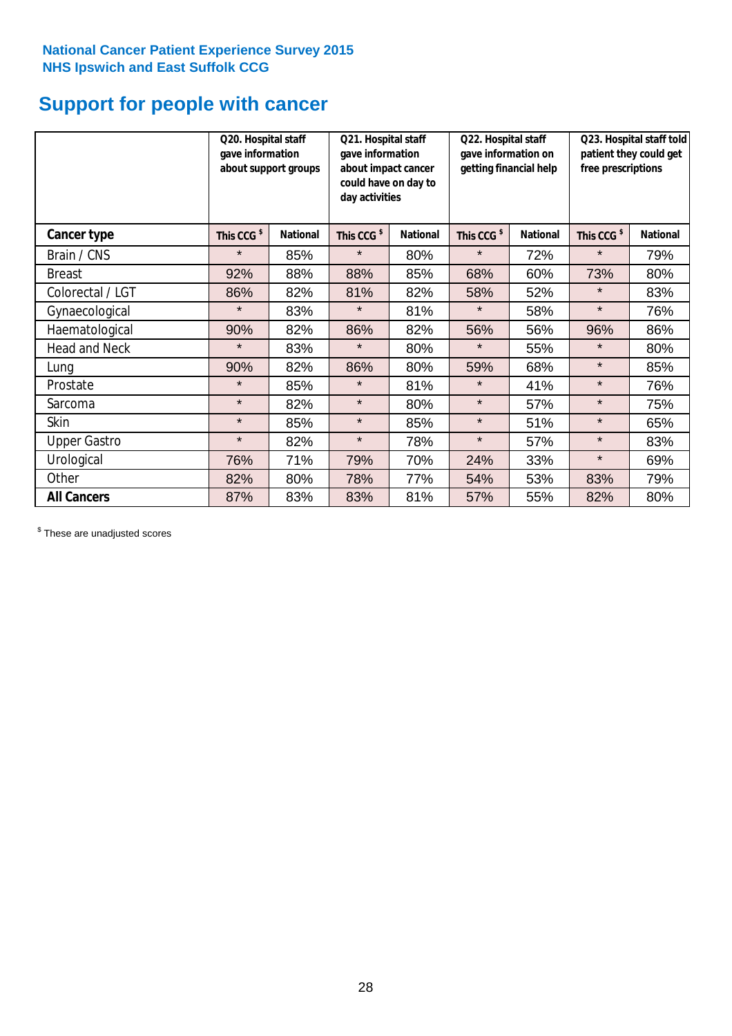National Cancer Patient Experience Survey 2015
NHS Ipswich and East Suffolk CCG

# Support for people with cancer

| | Q20. Hospital staff gave information about support groups | | Q21. Hospital staff gave information about impact cancer could have on day to day activities | | Q22. Hospital staff gave information on getting financial help | | Q23. Hospital staff told patient they could get free prescriptions | |
|---|---|---|---|---|---|---|---|---|
| **Cancer type** | **This CCG $** | **National** | **This CCG $** | **National** | **This CCG $** | **National** | **This CCG $** | **National** |
| Brain / CNS | * | 85% | * | 80% | * | 72% | * | 79% |
| Breast | 92% | 88% | 88% | 85% | 68% | 60% | 73% | 80% |
| Colorectal / LGT | 86% | 82% | 81% | 82% | 58% | 52% | * | 83% |
| Gynaecological | * | 83% | * | 81% | * | 58% | * | 76% |
| Haematological | 90% | 82% | 86% | 82% | 56% | 56% | 96% | 86% |
| Head and Neck | * | 83% | * | 80% | * | 55% | * | 80% |
| Lung | 90% | 82% | 86% | 80% | 59% | 68% | * | 85% |
| Prostate | * | 85% | * | 81% | * | 41% | * | 76% |
| Sarcoma | * | 82% | * | 80% | * | 57% | * | 75% |
| Skin | * | 85% | * | 85% | * | 51% | * | 65% |
| Upper Gastro | * | 82% | * | 78% | * | 57% | * | 83% |
| Urological | 76% | 71% | 79% | 70% | 24% | 33% | * | 69% |
| Other | 82% | 80% | 78% | 77% | 54% | 53% | 83% | 79% |
| **All Cancers** | 87% | 83% | 83% | 81% | 57% | 55% | 82% | 80% |

$ These are unadjusted scores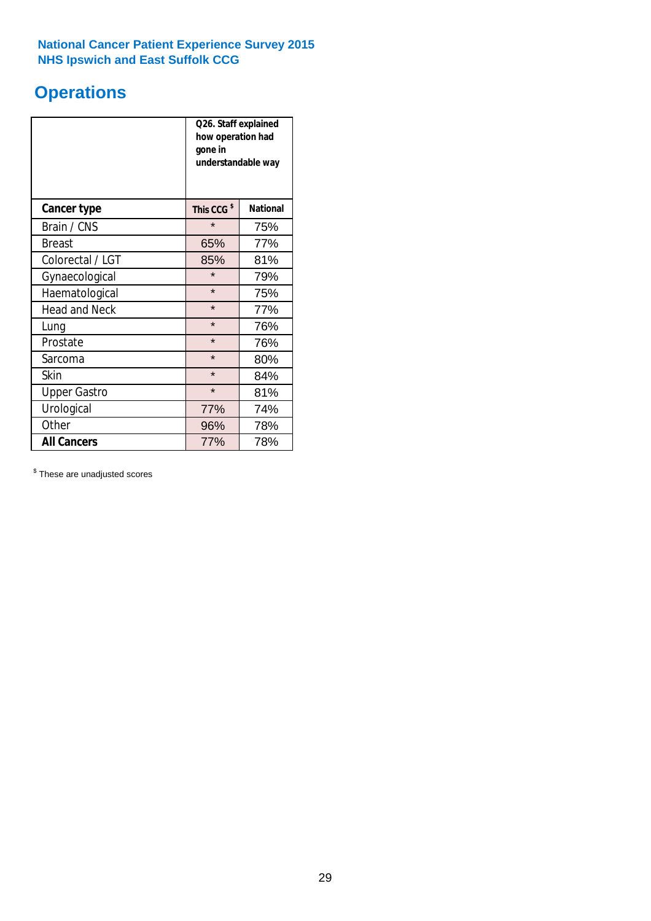National Cancer Patient Experience Survey 2015
NHS Ipswich and East Suffolk CCG

# Operations

| | Q26. Staff explained how operation had gone in understandable way | |
|---|---|---|
| **Cancer type** | **This CCG [$]** | **National** |
| Brain / CNS | * | 75% |
| Breast | 65% | 77% |
| Colorectal / LGT | 85% | 81% |
| Gynaecological | * | 79% |
| Haematological | * | 75% |
| Head and Neck | * | 77% |
| Lung | * | 76% |
| Prostate | * | 76% |
| Sarcoma | * | 80% |
| Skin | * | 84% |
| Upper Gastro | * | 81% |
| Urological | 77% | 74% |
| Other | 96% | 78% |
| **All Cancers** | 77% | 78% |

[$] These are unadjusted scores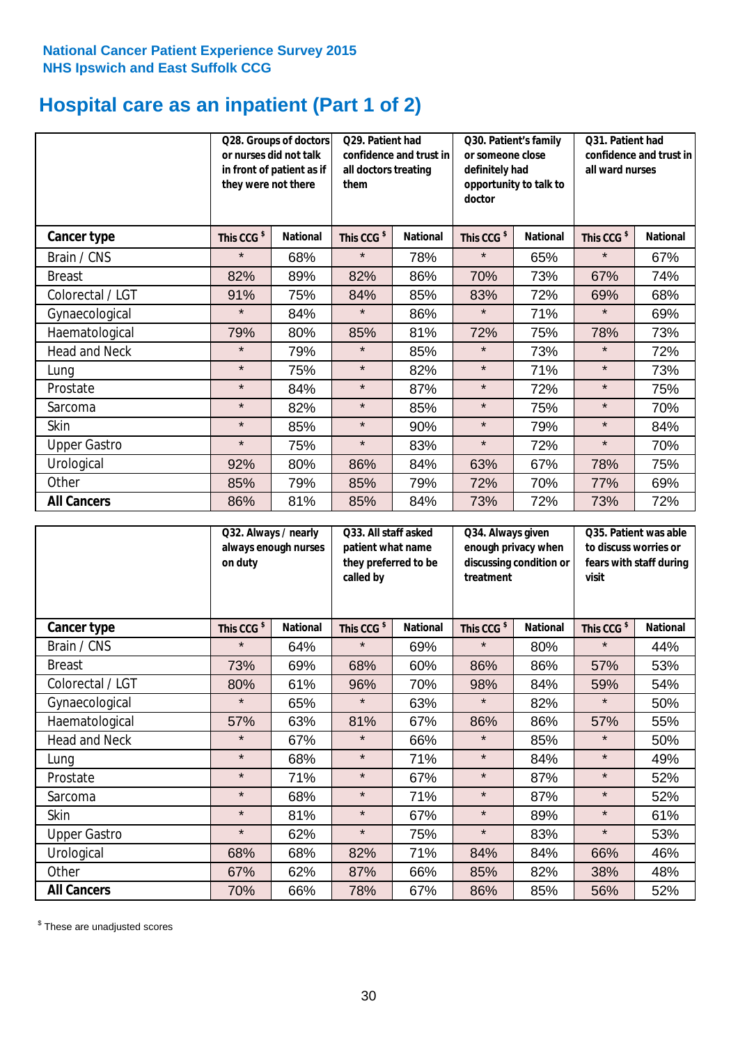National Cancer Patient Experience Survey 2015
NHS Ipswich and East Suffolk CCG

# Hospital care as an inpatient (Part 1 of 2)

| | Q28. Groups of doctors or nurses did not talk in front of patient as if they were not there | | Q29. Patient had confidence and trust in all doctors treating them | | Q30. Patient's family or someone close definitely had opportunity to talk to doctor | | Q31. Patient had confidence and trust in all ward nurses | |
|---|---|---|---|---|---|---|---|---|
| **Cancer type** | This CCG $ | National | This CCG $ | National | This CCG $ | National | This CCG $ | National |
| Brain / CNS | * | 68% | * | 78% | * | 65% | * | 67% |
| Breast | 82% | 89% | 82% | 86% | 70% | 73% | 67% | 74% |
| Colorectal / LGT | 91% | 75% | 84% | 85% | 83% | 72% | 69% | 68% |
| Gynaecological | * | 84% | * | 86% | * | 71% | * | 69% |
| Haematological | 79% | 80% | 85% | 81% | 72% | 75% | 78% | 73% |
| Head and Neck | * | 79% | * | 85% | * | 73% | * | 72% |
| Lung | * | 75% | * | 82% | * | 71% | * | 73% |
| Prostate | * | 84% | * | 87% | * | 72% | * | 75% |
| Sarcoma | * | 82% | * | 85% | * | 75% | * | 70% |
| Skin | * | 85% | * | 90% | * | 79% | * | 84% |
| Upper Gastro | * | 75% | * | 83% | * | 72% | * | 70% |
| Urological | 92% | 80% | 86% | 84% | 63% | 67% | 78% | 75% |
| Other | 85% | 79% | 85% | 79% | 72% | 70% | 77% | 69% |
| **All Cancers** | 86% | 81% | 85% | 84% | 73% | 72% | 73% | 72% |

| | Q32. Always / nearly always enough nurses on duty | | Q33. All staff asked patient what name they preferred to be called by | | Q34. Always given enough privacy when discussing condition or treatment | | Q35. Patient was able to discuss worries or fears with staff during visit | |
|---|---|---|---|---|---|---|---|---|
| **Cancer type** | This CCG $ | National | This CCG $ | National | This CCG $ | National | This CCG $ | National |
| Brain / CNS | * | 64% | * | 69% | * | 80% | * | 44% |
| Breast | 73% | 69% | 68% | 60% | 86% | 86% | 57% | 53% |
| Colorectal / LGT | 80% | 61% | 96% | 70% | 98% | 84% | 59% | 54% |
| Gynaecological | * | 65% | * | 63% | * | 82% | * | 50% |
| Haematological | 57% | 63% | 81% | 67% | 86% | 86% | 57% | 55% |
| Head and Neck | * | 67% | * | 66% | * | 85% | * | 50% |
| Lung | * | 68% | * | 71% | * | 84% | * | 49% |
| Prostate | * | 71% | * | 67% | * | 87% | * | 52% |
| Sarcoma | * | 68% | * | 71% | * | 87% | * | 52% |
| Skin | * | 81% | * | 67% | * | 89% | * | 61% |
| Upper Gastro | * | 62% | * | 75% | * | 83% | * | 53% |
| Urological | 68% | 68% | 82% | 71% | 84% | 84% | 66% | 46% |
| Other | 67% | 62% | 87% | 66% | 85% | 82% | 38% | 48% |
| **All Cancers** | 70% | 66% | 78% | 67% | 86% | 85% | 56% | 52% |

$ These are unadjusted scores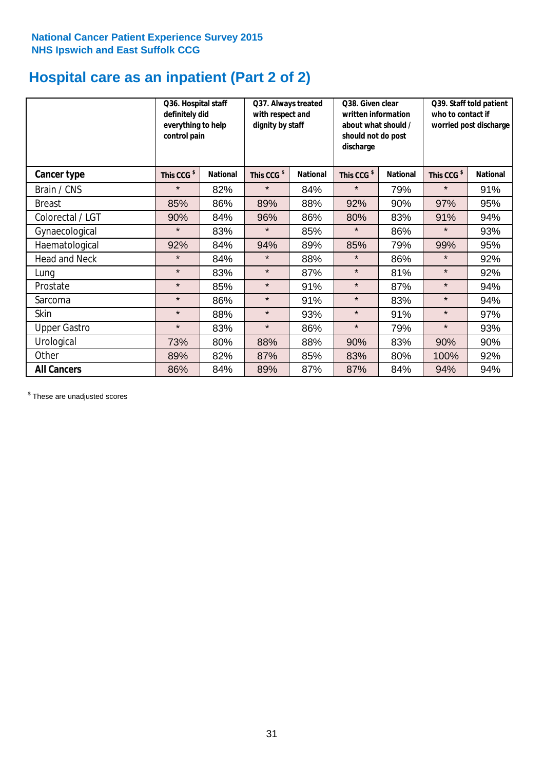National Cancer Patient Experience Survey 2015
NHS Ipswich and East Suffolk CCG

# Hospital care as an inpatient (Part 2 of 2)

| | Q36. Hospital staff definitely did everything to help control pain | | Q37. Always treated with respect and dignity by staff | | Q38. Given clear written information about what should / should not do post discharge | | Q39. Staff told patient who to contact if worried post discharge | |
|---|---|---|---|---|---|---|---|---|
| **Cancer type** | This CCG $ | National | This CCG $ | National | This CCG $ | National | This CCG $ | National |
| Brain / CNS | * | 82% | * | 84% | * | 79% | * | 91% |
| Breast | 85% | 86% | 89% | 88% | 92% | 90% | 97% | 95% |
| Colorectal / LGT | 90% | 84% | 96% | 86% | 80% | 83% | 91% | 94% |
| Gynaecological | * | 83% | * | 85% | * | 86% | * | 93% |
| Haematological | 92% | 84% | 94% | 89% | 85% | 79% | 99% | 95% |
| Head and Neck | * | 84% | * | 88% | * | 86% | * | 92% |
| Lung | * | 83% | * | 87% | * | 81% | * | 92% |
| Prostate | * | 85% | * | 91% | * | 87% | * | 94% |
| Sarcoma | * | 86% | * | 91% | * | 83% | * | 94% |
| Skin | * | 88% | * | 93% | * | 91% | * | 97% |
| Upper Gastro | * | 83% | * | 86% | * | 79% | * | 93% |
| Urological | 73% | 80% | 88% | 88% | 90% | 83% | 90% | 90% |
| Other | 89% | 82% | 87% | 85% | 83% | 80% | 100% | 92% |
| **All Cancers** | 86% | 84% | 89% | 87% | 87% | 84% | 94% | 94% |

$ These are unadjusted scores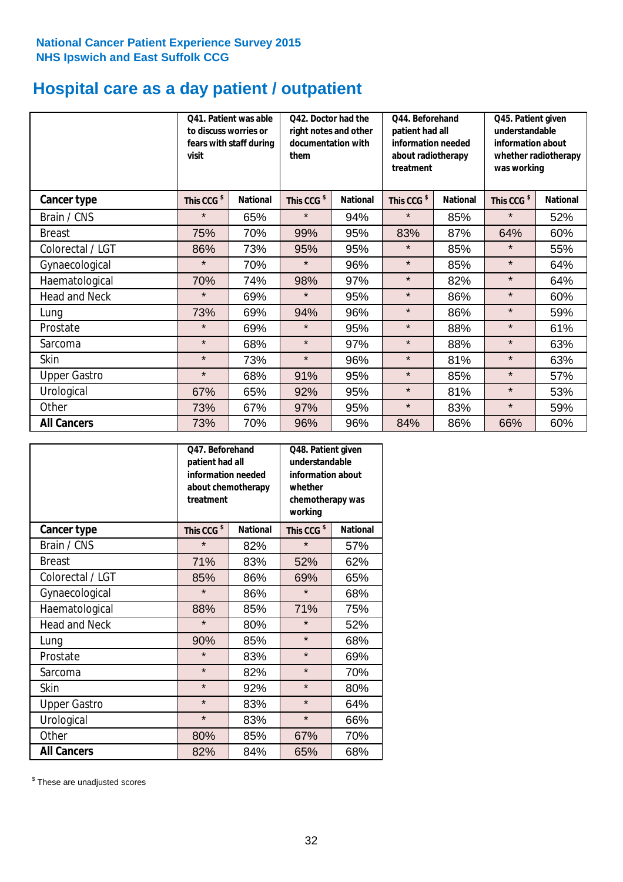National Cancer Patient Experience Survey 2015
NHS Ipswich and East Suffolk CCG

# Hospital care as a day patient / outpatient

| | Q41. Patient was able to discuss worries or fears with staff during visit | | Q42. Doctor had the right notes and other documentation with them | | Q44. Beforehand patient had all information needed about radiotherapy treatment | | Q45. Patient given understandable information about whether radiotherapy was working | |
|---|---|---|---|---|---|---|---|---|
| **Cancer type** | This CCG $ | National | This CCG $ | National | This CCG $ | National | This CCG $ | National |
| Brain / CNS | * | 65% | * | 94% | * | 85% | * | 52% |
| Breast | 75% | 70% | 99% | 95% | 83% | 87% | 64% | 60% |
| Colorectal / LGT | 86% | 73% | 95% | 95% | * | 85% | * | 55% |
| Gynaecological | * | 70% | * | 96% | * | 85% | * | 64% |
| Haematological | 70% | 74% | 98% | 97% | * | 82% | * | 64% |
| Head and Neck | * | 69% | * | 95% | * | 86% | * | 60% |
| Lung | 73% | 69% | 94% | 96% | * | 86% | * | 59% |
| Prostate | * | 69% | * | 95% | * | 88% | * | 61% |
| Sarcoma | * | 68% | * | 97% | * | 88% | * | 63% |
| Skin | * | 73% | * | 96% | * | 81% | * | 63% |
| Upper Gastro | * | 68% | 91% | 95% | * | 85% | * | 57% |
| Urological | 67% | 65% | 92% | 95% | * | 81% | * | 53% |
| Other | 73% | 67% | 97% | 95% | * | 83% | * | 59% |
| **All Cancers** | 73% | 70% | 96% | 96% | 84% | 86% | 66% | 60% |

| | Q47. Beforehand patient had all information needed about chemotherapy treatment | | Q48. Patient given understandable information about whether chemotherapy was working | |
|---|---|---|---|---|
| **Cancer type** | This CCG $ | National | This CCG $ | National |
| Brain / CNS | * | 82% | * | 57% |
| Breast | 71% | 83% | 52% | 62% |
| Colorectal / LGT | 85% | 86% | 69% | 65% |
| Gynaecological | * | 86% | * | 68% |
| Haematological | 88% | 85% | 71% | 75% |
| Head and Neck | * | 80% | * | 52% |
| Lung | 90% | 85% | * | 68% |
| Prostate | * | 83% | * | 69% |
| Sarcoma | * | 82% | * | 70% |
| Skin | * | 92% | * | 80% |
| Upper Gastro | * | 83% | * | 64% |
| Urological | * | 83% | * | 66% |
| Other | 80% | 85% | 67% | 70% |
| **All Cancers** | 82% | 84% | 65% | 68% |

$ These are unadjusted scores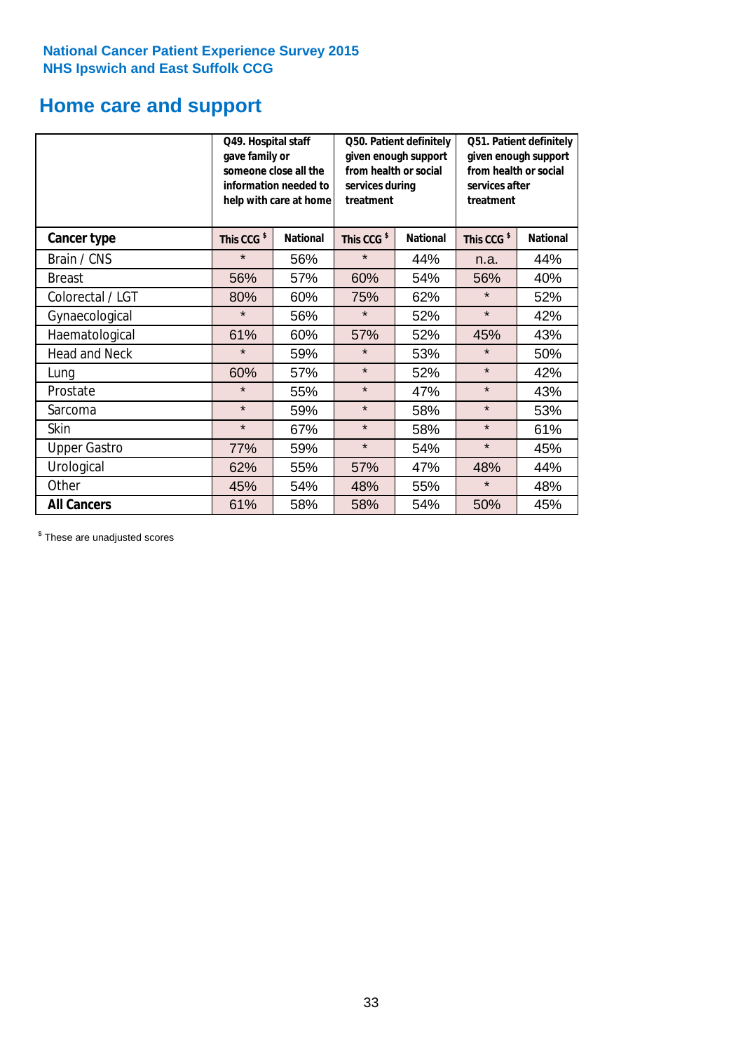National Cancer Patient Experience Survey 2015
NHS Ipswich and East Suffolk CCG

# Home care and support

| | Q49. Hospital staff gave family or someone close all the information needed to help with care at home | | Q50. Patient definitely given enough support from health or social services during treatment | | Q51. Patient definitely given enough support from health or social services after treatment | |
|---|---|---|---|---|---|---|
| **Cancer type** | **This CCG $** | **National** | **This CCG $** | **National** | **This CCG $** | **National** |
| Brain / CNS | * | 56% | * | 44% | n.a. | 44% |
| Breast | 56% | 57% | 60% | 54% | 56% | 40% |
| Colorectal / LGT | 80% | 60% | 75% | 62% | * | 52% |
| Gynaecological | * | 56% | * | 52% | * | 42% |
| Haematological | 61% | 60% | 57% | 52% | 45% | 43% |
| Head and Neck | * | 59% | * | 53% | * | 50% |
| Lung | 60% | 57% | * | 52% | * | 42% |
| Prostate | * | 55% | * | 47% | * | 43% |
| Sarcoma | * | 59% | * | 58% | * | 53% |
| Skin | * | 67% | * | 58% | * | 61% |
| Upper Gastro | 77% | 59% | * | 54% | * | 45% |
| Urological | 62% | 55% | 57% | 47% | 48% | 44% |
| Other | 45% | 54% | 48% | 55% | * | 48% |
| **All Cancers** | 61% | 58% | 58% | 54% | 50% | 45% |

$ These are unadjusted scores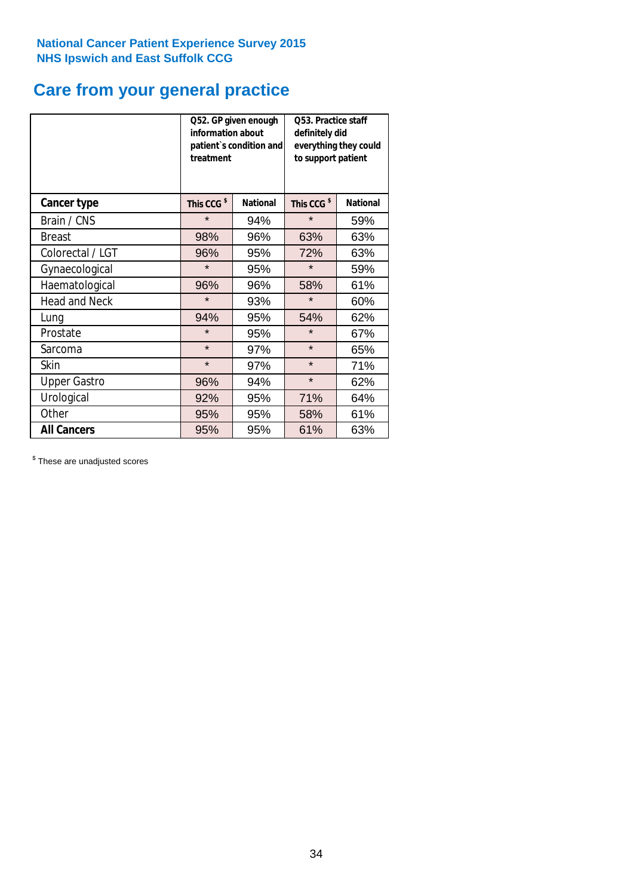**National Cancer Patient Experience Survey 2015**
**NHS Ipswich and East Suffolk CCG**

# Care from your general practice

| | Q52. GP given enough information about patient`s condition and treatment | | Q53. Practice staff definitely did everything they could to support patient | |
|---|---|---|---|---|
| **Cancer type** | **This CCG $** | **National** | **This CCG $** | **National** |
| Brain / CNS | * | 94% | * | 59% |
| Breast | 98% | 96% | 63% | 63% |
| Colorectal / LGT | 96% | 95% | 72% | 63% |
| Gynaecological | * | 95% | * | 59% |
| Haematological | 96% | 96% | 58% | 61% |
| Head and Neck | * | 93% | * | 60% |
| Lung | 94% | 95% | 54% | 62% |
| Prostate | * | 95% | * | 67% |
| Sarcoma | * | 97% | * | 65% |
| Skin | * | 97% | * | 71% |
| Upper Gastro | 96% | 94% | * | 62% |
| Urological | 92% | 95% | 71% | 64% |
| Other | 95% | 95% | 58% | 61% |
| **All Cancers** | 95% | 95% | 61% | 63% |

$ These are unadjusted scores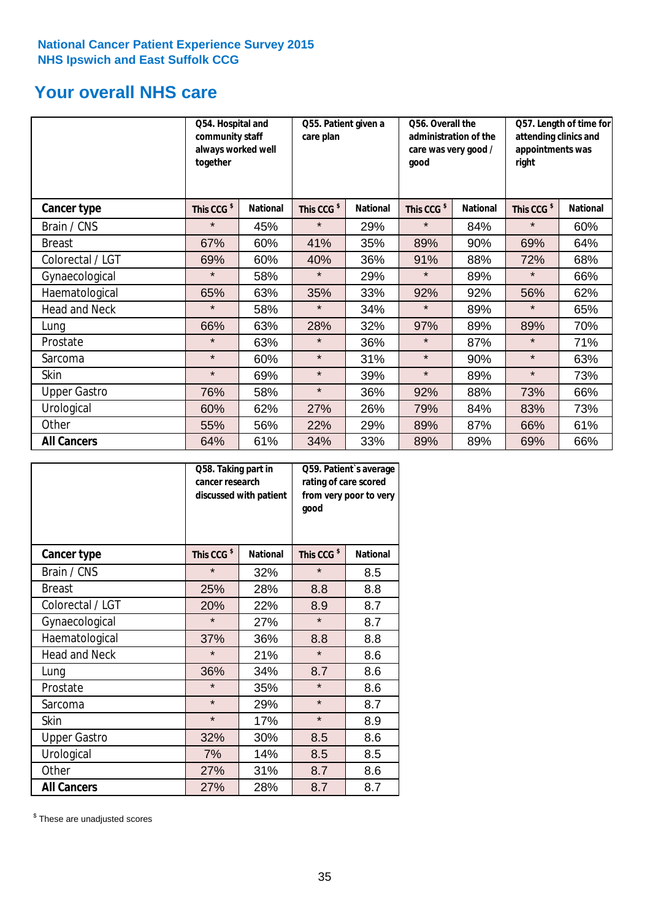National Cancer Patient Experience Survey 2015
NHS Ipswich and East Suffolk CCG

## Your overall NHS care

| | Q54. Hospital and community staff always worked well together | | Q55. Patient given a care plan | | Q56. Overall the administration of the care was very good / good | | Q57. Length of time for attending clinics and appointments was right | |
|---|---|---|---|---|---|---|---|---|
| **Cancer type** | **This CCG $** | **National** | **This CCG $** | **National** | **This CCG $** | **National** | **This CCG $** | **National** |
| Brain / CNS | * | 45% | * | 29% | * | 84% | * | 60% |
| Breast | 67% | 60% | 41% | 35% | 89% | 90% | 69% | 64% |
| Colorectal / LGT | 69% | 60% | 40% | 36% | 91% | 88% | 72% | 68% |
| Gynaecological | * | 58% | * | 29% | * | 89% | * | 66% |
| Haematological | 65% | 63% | 35% | 33% | 92% | 92% | 56% | 62% |
| Head and Neck | * | 58% | * | 34% | * | 89% | * | 65% |
| Lung | 66% | 63% | 28% | 32% | 97% | 89% | 89% | 70% |
| Prostate | * | 63% | * | 36% | * | 87% | * | 71% |
| Sarcoma | * | 60% | * | 31% | * | 90% | * | 63% |
| Skin | * | 69% | * | 39% | * | 89% | * | 73% |
| Upper Gastro | 76% | 58% | * | 36% | 92% | 88% | 73% | 66% |
| Urological | 60% | 62% | 27% | 26% | 79% | 84% | 83% | 73% |
| Other | 55% | 56% | 22% | 29% | 89% | 87% | 66% | 61% |
| **All Cancers** | 64% | 61% | 34% | 33% | 89% | 89% | 69% | 66% |

| | Q58. Taking part in cancer research discussed with patient | | Q59. Patient`s average rating of care scored from very poor to very good | |
|---|---|---|---|---|
| **Cancer type** | **This CCG $** | **National** | **This CCG $** | **National** |
| Brain / CNS | * | 32% | * | 8.5 |
| Breast | 25% | 28% | 8.8 | 8.8 |
| Colorectal / LGT | 20% | 22% | 8.9 | 8.7 |
| Gynaecological | * | 27% | * | 8.7 |
| Haematological | 37% | 36% | 8.8 | 8.8 |
| Head and Neck | * | 21% | * | 8.6 |
| Lung | 36% | 34% | 8.7 | 8.6 |
| Prostate | * | 35% | * | 8.6 |
| Sarcoma | * | 29% | * | 8.7 |
| Skin | * | 17% | * | 8.9 |
| Upper Gastro | 32% | 30% | 8.5 | 8.6 |
| Urological | 7% | 14% | 8.5 | 8.5 |
| Other | 27% | 31% | 8.7 | 8.6 |
| **All Cancers** | 27% | 28% | 8.7 | 8.7 |

$ These are unadjusted scores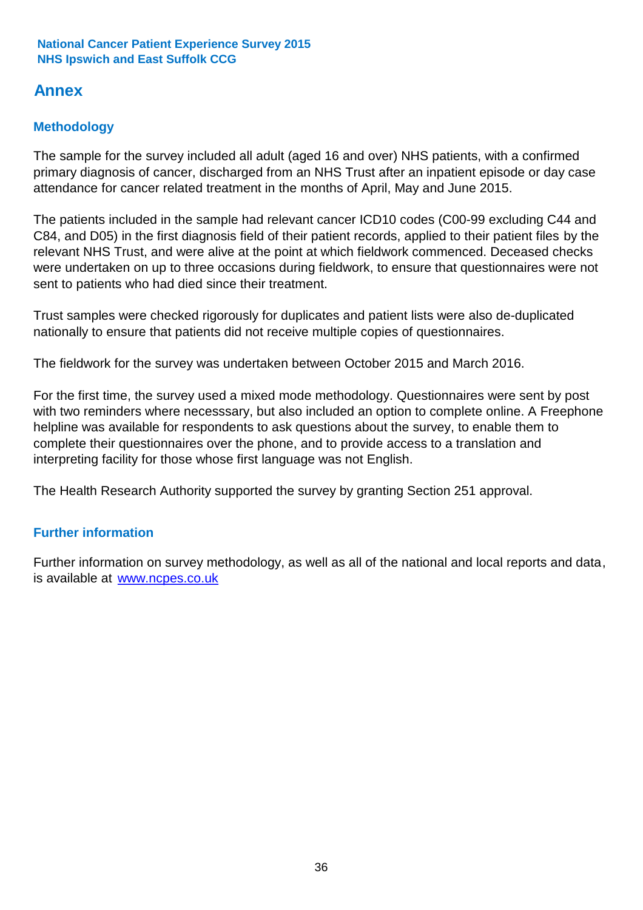## Annex

### Methodology

The sample for the survey included all adult (aged 16 and over) NHS patients, with a confirmed primary diagnosis of cancer, discharged from an NHS Trust after an inpatient episode or day case attendance for cancer related treatment in the months of April, May and June 2015.

The patients included in the sample had relevant cancer ICD10 codes (C00-99 excluding C44 and C84, and D05) in the first diagnosis field of their patient records, applied to their patient files by the relevant NHS Trust, and were alive at the point at which fieldwork commenced. Deceased checks were undertaken on up to three occasions during fieldwork, to ensure that questionnaires were not sent to patients who had died since their treatment.

Trust samples were checked rigorously for duplicates and patient lists were also de-duplicated nationally to ensure that patients did not receive multiple copies of questionnaires.

The fieldwork for the survey was undertaken between October 2015 and March 2016.

For the first time, the survey used a mixed mode methodology. Questionnaires were sent by post with two reminders where necesssary, but also included an option to complete online. A Freephone helpline was available for respondents to ask questions about the survey, to enable them to complete their questionnaires over the phone, and to provide access to a translation and interpreting facility for those whose first language was not English.

The Health Research Authority supported the survey by granting Section 251 approval.

### Further information

Further information on survey methodology, as well as all of the national and local reports and data, is available at [www.ncpes.co.uk](http://www.ncpes.co.uk)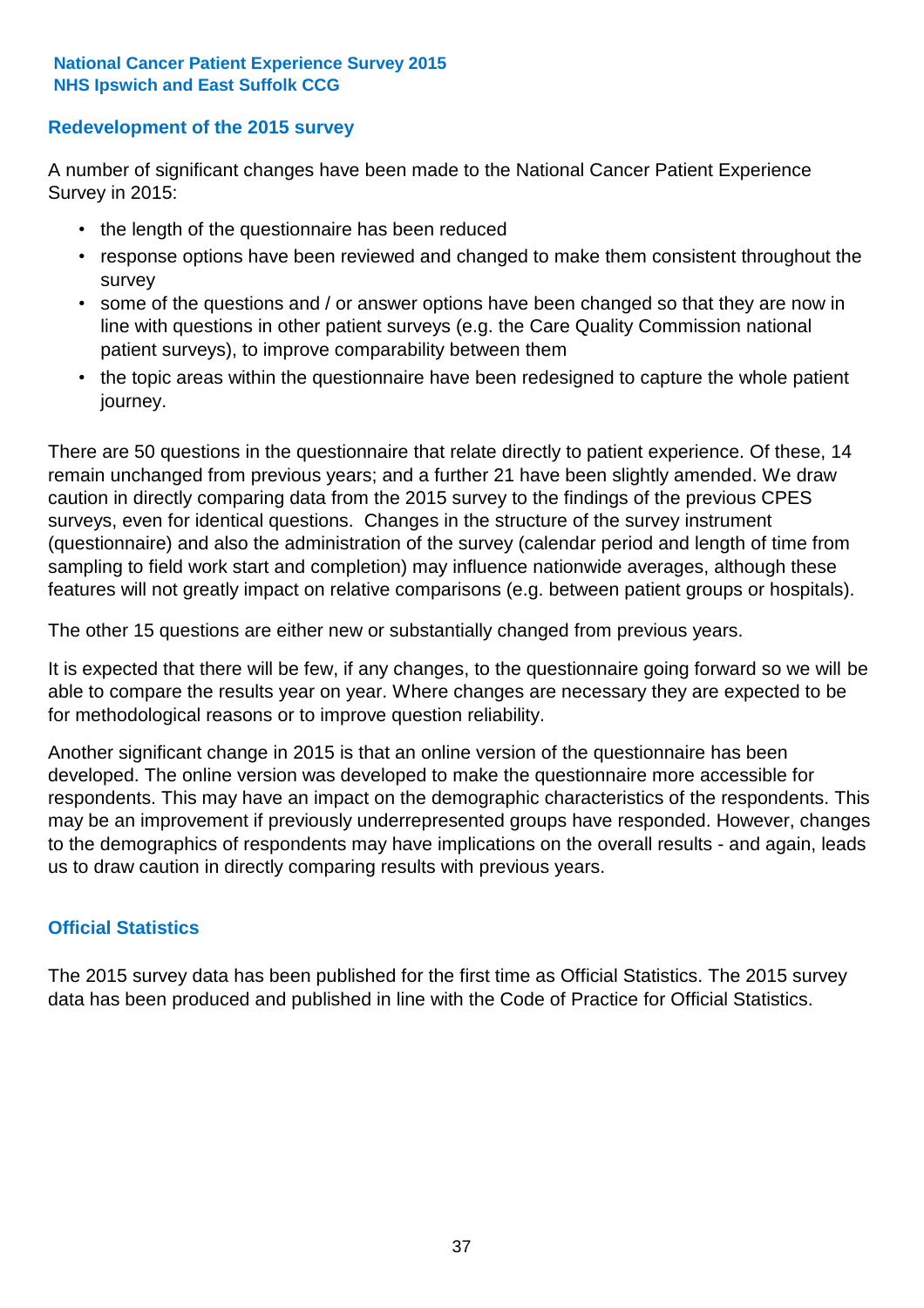## Redevelopment of the 2015 survey

A number of significant changes have been made to the National Cancer Patient Experience Survey in 2015:

- the length of the questionnaire has been reduced
- response options have been reviewed and changed to make them consistent throughout the survey
- some of the questions and / or answer options have been changed so that they are now in line with questions in other patient surveys (e.g. the Care Quality Commission national patient surveys), to improve comparability between them
- the topic areas within the questionnaire have been redesigned to capture the whole patient journey.

There are 50 questions in the questionnaire that relate directly to patient experience. Of these, 14 remain unchanged from previous years; and a further 21 have been slightly amended. We draw caution in directly comparing data from the 2015 survey to the findings of the previous CPES surveys, even for identical questions. Changes in the structure of the survey instrument (questionnaire) and also the administration of the survey (calendar period and length of time from sampling to field work start and completion) may influence nationwide averages, although these features will not greatly impact on relative comparisons (e.g. between patient groups or hospitals).

The other 15 questions are either new or substantially changed from previous years.

It is expected that there will be few, if any changes, to the questionnaire going forward so we will be able to compare the results year on year. Where changes are necessary they are expected to be for methodological reasons or to improve question reliability.

Another significant change in 2015 is that an online version of the questionnaire has been developed. The online version was developed to make the questionnaire more accessible for respondents. This may have an impact on the demographic characteristics of the respondents. This may be an improvement if previously underrepresented groups have responded. However, changes to the demographics of respondents may have implications on the overall results - and again, leads us to draw caution in directly comparing results with previous years.

## Official Statistics

The 2015 survey data has been published for the first time as Official Statistics. The 2015 survey data has been produced and published in line with the Code of Practice for Official Statistics.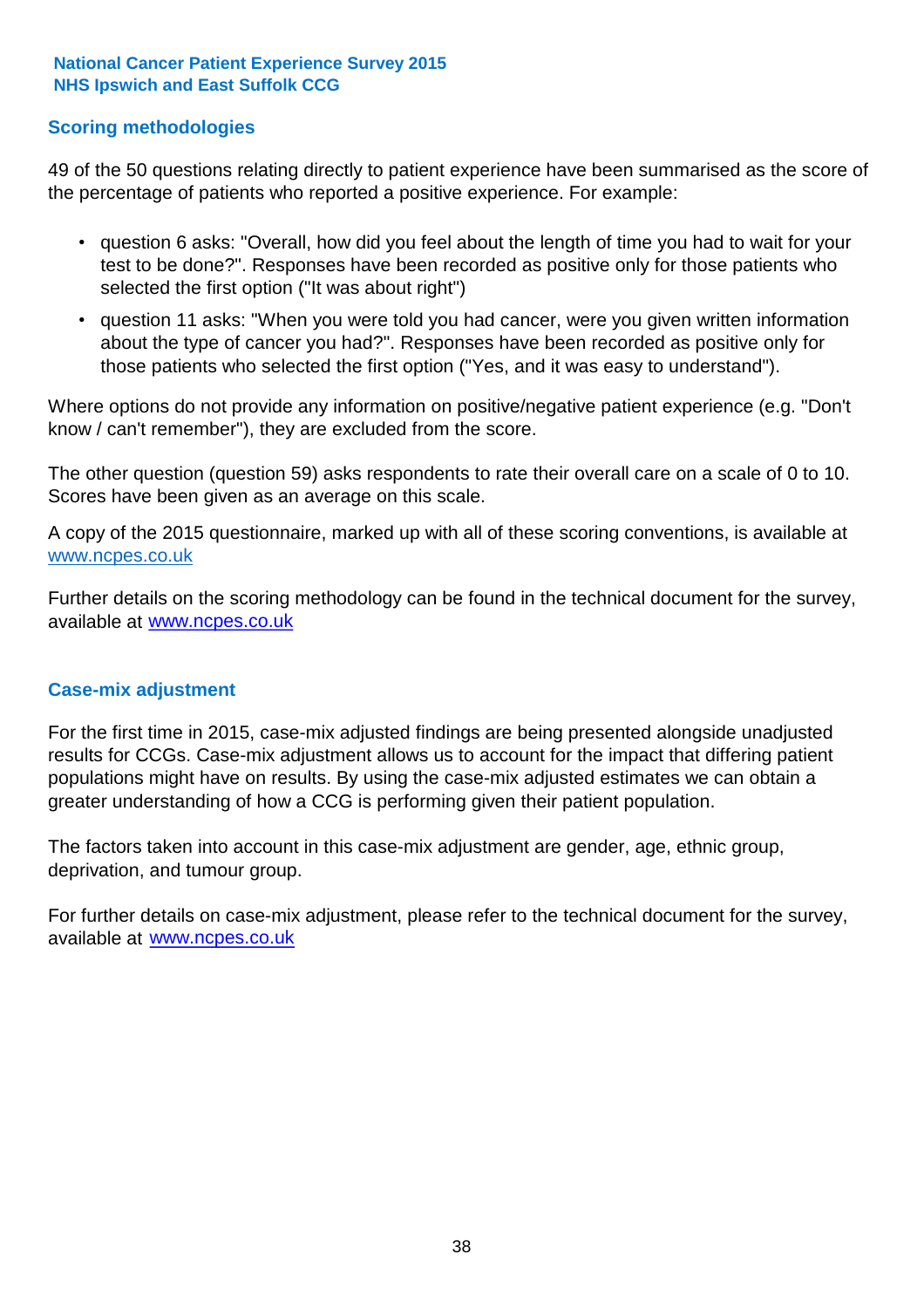## Scoring methodologies

49 of the 50 questions relating directly to patient experience have been summarised as the score of the percentage of patients who reported a positive experience. For example:

- question 6 asks: "Overall, how did you feel about the length of time you had to wait for your test to be done?". Responses have been recorded as positive only for those patients who selected the first option ("It was about right")
- question 11 asks: "When you were told you had cancer, were you given written information about the type of cancer you had?". Responses have been recorded as positive only for those patients who selected the first option ("Yes, and it was easy to understand").

Where options do not provide any information on positive/negative patient experience (e.g. "Don't know / can't remember"), they are excluded from the score.

The other question (question 59) asks respondents to rate their overall care on a scale of 0 to 10. Scores have been given as an average on this scale.

A copy of the 2015 questionnaire, marked up with all of these scoring conventions, is available at www.ncpes.co.uk

Further details on the scoring methodology can be found in the technical document for the survey, available at www.ncpes.co.uk

## Case-mix adjustment

For the first time in 2015, case-mix adjusted findings are being presented alongside unadjusted results for CCGs. Case-mix adjustment allows us to account for the impact that differing patient populations might have on results. By using the case-mix adjusted estimates we can obtain a greater understanding of how a CCG is performing given their patient population.

The factors taken into account in this case-mix adjustment are gender, age, ethnic group, deprivation, and tumour group.

For further details on case-mix adjustment, please refer to the technical document for the survey, available at www.ncpes.co.uk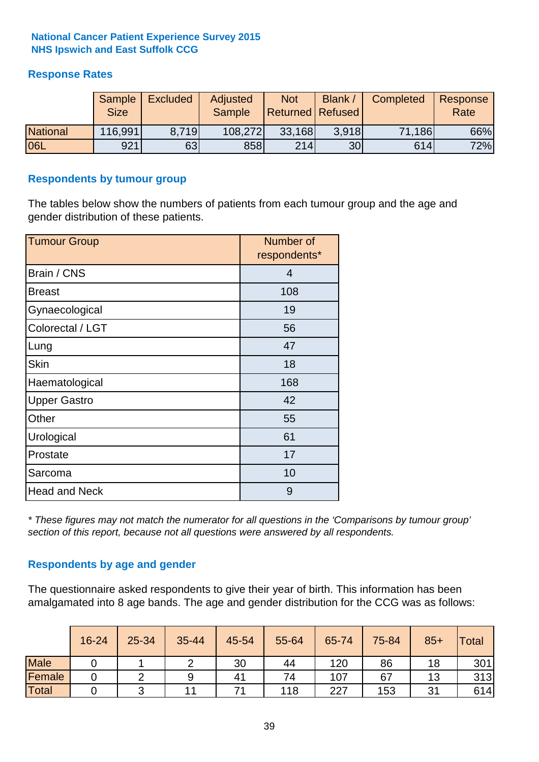**National Cancer Patient Experience Survey 2015**
**NHS Ipswich and East Suffolk CCG**

## Response Rates

| | Sample Size | Excluded | Adjusted Sample | Not Returned | Blank / Refused | Completed | Response Rate |
|---|---|---|---|---|---|---|---|
| National | 116,991 | 8,719 | 108,272 | 33,168 | 3,918 | 71,186 | 66% |
| 06L | 921 | 63 | 858 | 214 | 30 | 614 | 72% |

## Respondents by tumour group

The tables below show the numbers of patients from each tumour group and the age and gender distribution of these patients.

| Tumour Group | Number of respondents* |
|---|---|
| Brain / CNS | 4 |
| Breast | 108 |
| Gynaecological | 19 |
| Colorectal / LGT | 56 |
| Lung | 47 |
| Skin | 18 |
| Haematological | 168 |
| Upper Gastro | 42 |
| Other | 55 |
| Urological | 61 |
| Prostate | 17 |
| Sarcoma | 10 |
| Head and Neck | 9 |

*\* These figures may not match the numerator for all questions in the 'Comparisons by tumour group' section of this report, because not all questions were answered by all respondents.*

## Respondents by age and gender

The questionnaire asked respondents to give their year of birth. This information has been amalgamated into 8 age bands. The age and gender distribution for the CCG was as follows:

| | 16-24 | 25-34 | 35-44 | 45-54 | 55-64 | 65-74 | 75-84 | 85+ | Total |
|---|---|---|---|---|---|---|---|---|---|
| Male | 0 | 1 | 2 | 30 | 44 | 120 | 86 | 18 | 301 |
| Female | 0 | 2 | 9 | 41 | 74 | 107 | 67 | 13 | 313 |
| Total | 0 | 3 | 11 | 71 | 118 | 227 | 153 | 31 | 614 |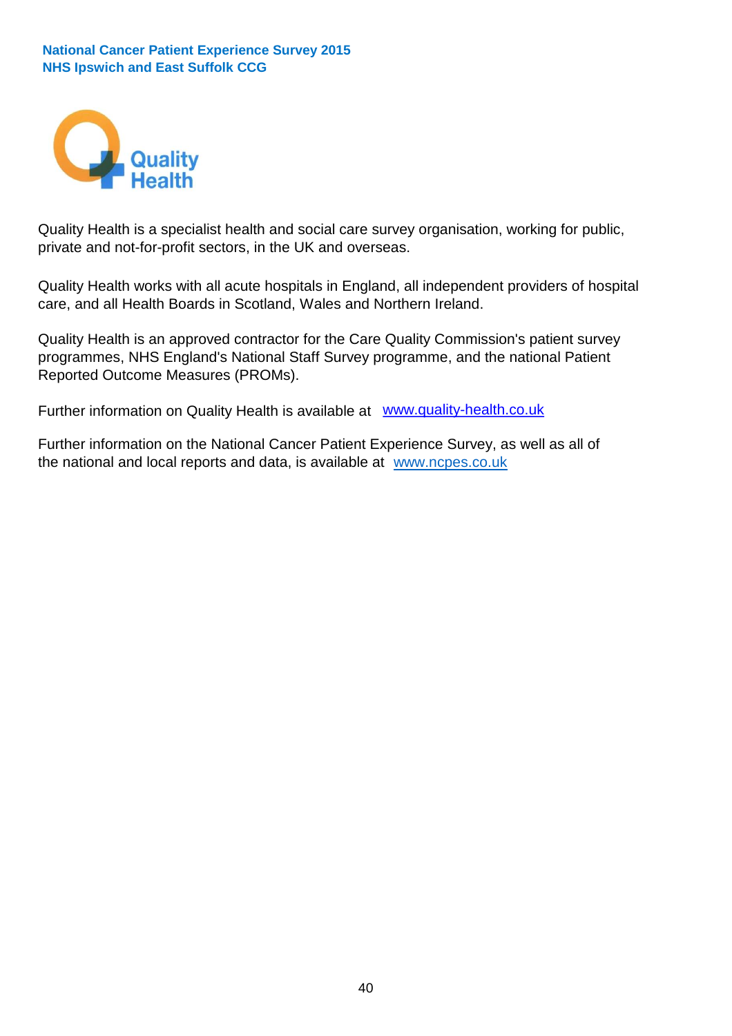Quality Health

Quality Health is a specialist health and social care survey organisation, working for public, private and not-for-profit sectors, in the UK and overseas.

Quality Health works with all acute hospitals in England, all independent providers of hospital care, and all Health Boards in Scotland, Wales and Northern Ireland.

Quality Health is an approved contractor for the Care Quality Commission's patient survey programmes, NHS England's National Staff Survey programme, and the national Patient Reported Outcome Measures (PROMs).

Further information on Quality Health is available at www.quality-health.co.uk

Further information on the National Cancer Patient Experience Survey, as well as all of the national and local reports and data, is available at www.ncpes.co.uk